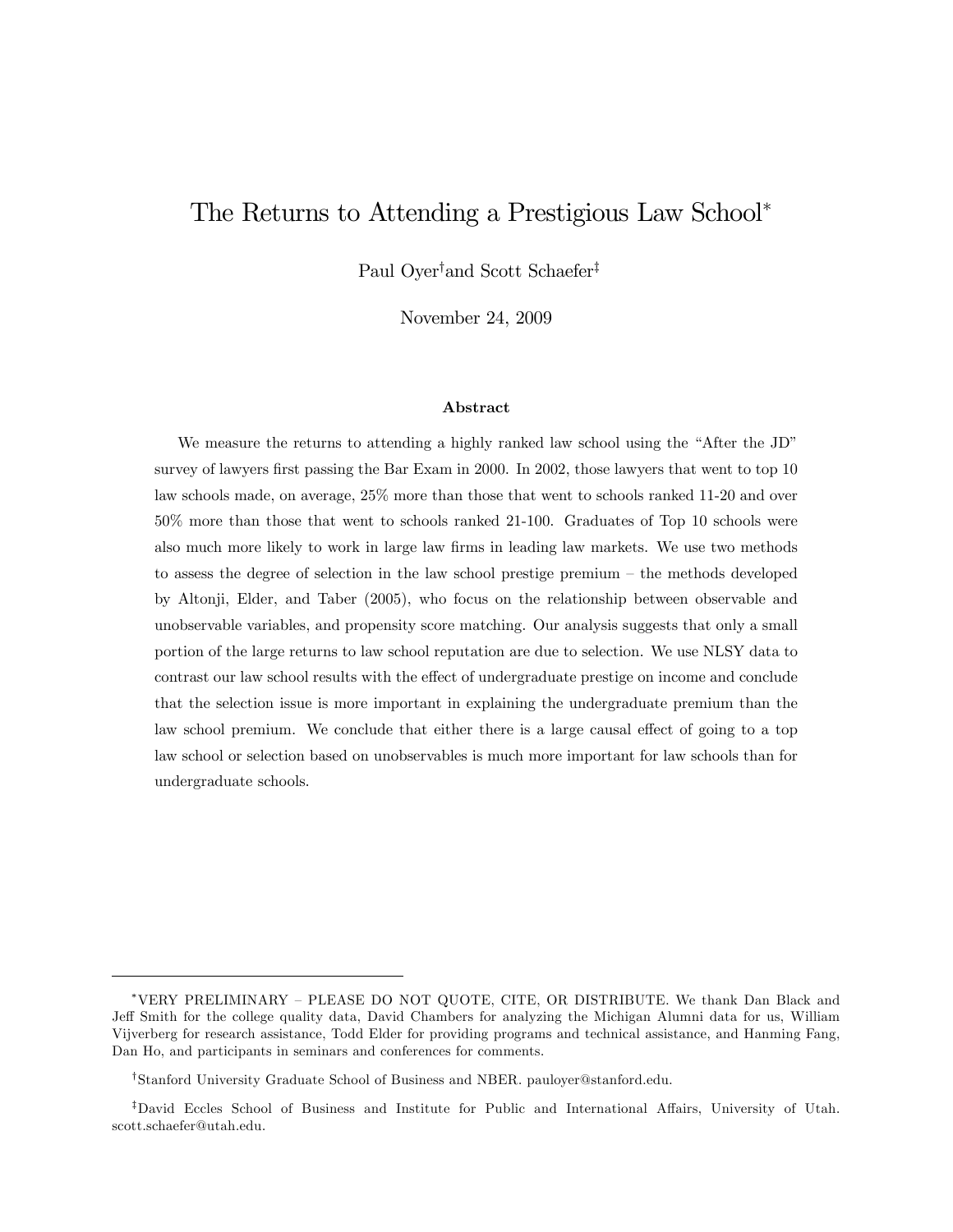# The Returns to Attending a Prestigious Law School*

Paul Oyer† and Scott Schaefer‡

November 24, 2009

### Abstract

We measure the returns to attending a highly ranked law school using the "After the JD" survey of lawyers first passing the Bar Exam in 2000. In 2002, those lawyers that went to top 10 law schools made, on average, 25% more than those that went to schools ranked 11-20 and over 50% more than those that went to schools ranked 21-100. Graduates of Top 10 schools were also much more likely to work in large law firms in leading law markets. We use two methods to assess the degree of selection in the law school prestige premium – the methods developed by Altonji, Elder, and Taber (2005), who focus on the relationship between observable and unobservable variables, and propensity score matching. Our analysis suggests that only a small portion of the large returns to law school reputation are due to selection. We use NLSY data to contrast our law school results with the effect of undergraduate prestige on income and conclude that the selection issue is more important in explaining the undergraduate premium than the law school premium. We conclude that either there is a large causal effect of going to a top law school or selection based on unobservables is much more important for law schools than for undergraduate schools.

---

*VERY PRELIMINARY – PLEASE DO NOT QUOTE, CITE, OR DISTRIBUTE. We thank Dan Black and Jeff Smith for the college quality data, David Chambers for analyzing the Michigan Alumni data for us, William Vijverberg for research assistance, Todd Elder for providing programs and technical assistance, and Hanming Fang, Dan Ho, and participants in seminars and conferences for comments.

†Stanford University Graduate School of Business and NBER. pauloyer@stanford.edu.

‡David Eccles School of Business and Institute for Public and International Affairs, University of Utah. scott.schaefer@utah.edu.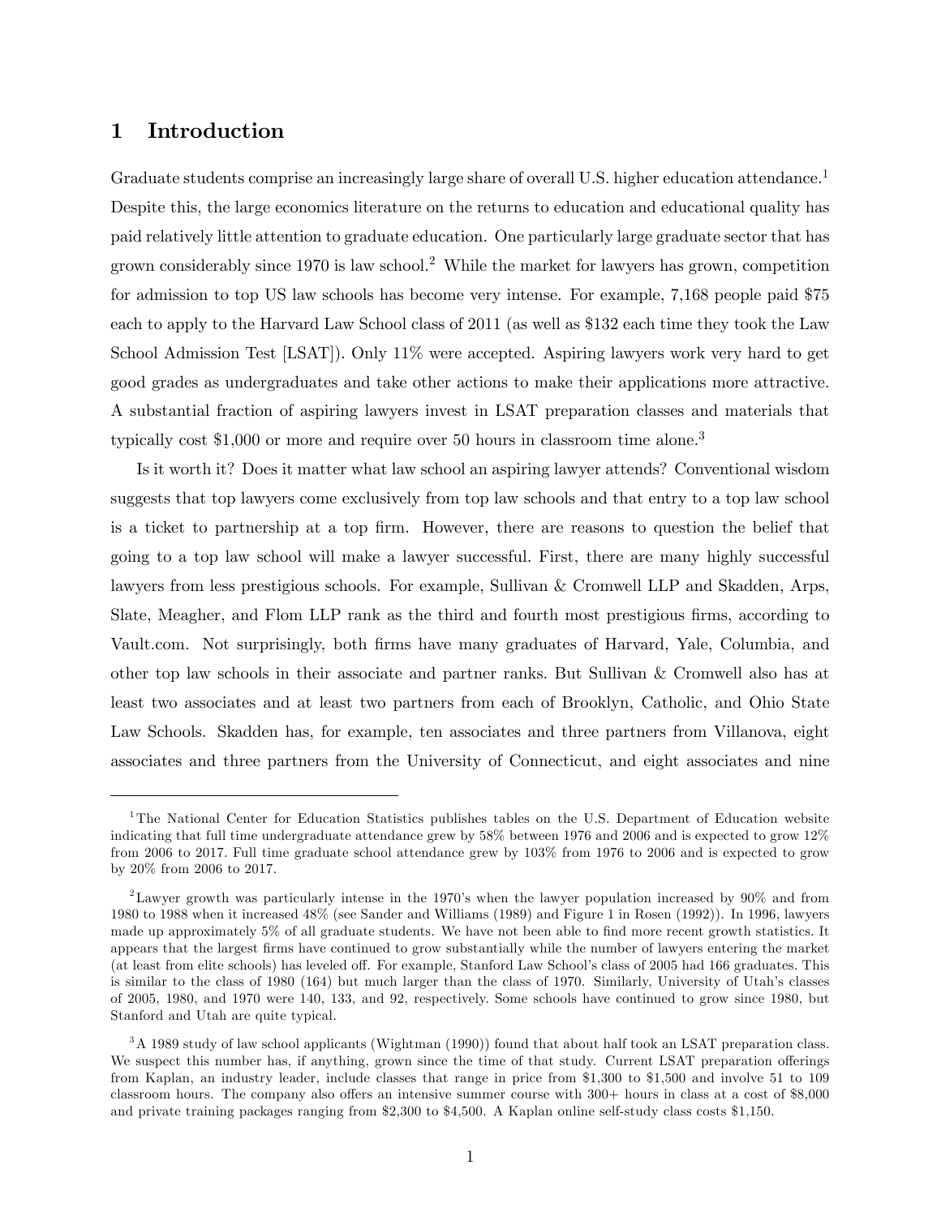# 1 Introduction

Graduate students comprise an increasingly large share of overall U.S. higher education attendance.[1] Despite this, the large economics literature on the returns to education and educational quality has paid relatively little attention to graduate education. One particularly large graduate sector that has grown considerably since 1970 is law school.[2] While the market for lawyers has grown, competition for admission to top US law schools has become very intense. For example, 7,168 people paid $75 each to apply to the Harvard Law School class of 2011 (as well as $132 each time they took the Law School Admission Test [LSAT]). Only 11% were accepted. Aspiring lawyers work very hard to get good grades as undergraduates and take other actions to make their applications more attractive. A substantial fraction of aspiring lawyers invest in LSAT preparation classes and materials that typically cost $1,000 or more and require over 50 hours in classroom time alone.[3]

Is it worth it? Does it matter what law school an aspiring lawyer attends? Conventional wisdom suggests that top lawyers come exclusively from top law schools and that entry to a top law school is a ticket to partnership at a top firm. However, there are reasons to question the belief that going to a top law school will make a lawyer successful. First, there are many highly successful lawyers from less prestigious schools. For example, Sullivan & Cromwell LLP and Skadden, Arps, Slate, Meagher, and Flom LLP rank as the third and fourth most prestigious firms, according to Vault.com. Not surprisingly, both firms have many graduates of Harvard, Yale, Columbia, and other top law schools in their associate and partner ranks. But Sullivan & Cromwell also has at least two associates and at least two partners from each of Brooklyn, Catholic, and Ohio State Law Schools. Skadden has, for example, ten associates and three partners from Villanova, eight associates and three partners from the University of Connecticut, and eight associates and nine

---

[1] The National Center for Education Statistics publishes tables on the U.S. Department of Education website indicating that full time undergraduate attendance grew by 58% between 1976 and 2006 and is expected to grow 12% from 2006 to 2017. Full time graduate school attendance grew by 103% from 1976 to 2006 and is expected to grow by 20% from 2006 to 2017.

[2] Lawyer growth was particularly intense in the 1970's when the lawyer population increased by 90% and from 1980 to 1988 when it increased 48% (see Sander and Williams (1989) and Figure 1 in Rosen (1992)). In 1996, lawyers made up approximately 5% of all graduate students. We have not been able to find more recent growth statistics. It appears that the largest firms have continued to grow substantially while the number of lawyers entering the market (at least from elite schools) has leveled off. For example, Stanford Law School's class of 2005 had 166 graduates. This is similar to the class of 1980 (164) but much larger than the class of 1970. Similarly, University of Utah's classes of 2005, 1980, and 1970 were 140, 133, and 92, respectively. Some schools have continued to grow since 1980, but Stanford and Utah are quite typical.

[3] A 1989 study of law school applicants (Wightman (1990)) found that about half took an LSAT preparation class. We suspect this number has, if anything, grown since the time of that study. Current LSAT preparation offerings from Kaplan, an industry leader, include classes that range in price from $1,300 to $1,500 and involve 51 to 109 classroom hours. The company also offers an intensive summer course with 300+ hours in class at a cost of $8,000 and private training packages ranging from $2,300 to $4,500. A Kaplan online self-study class costs $1,150.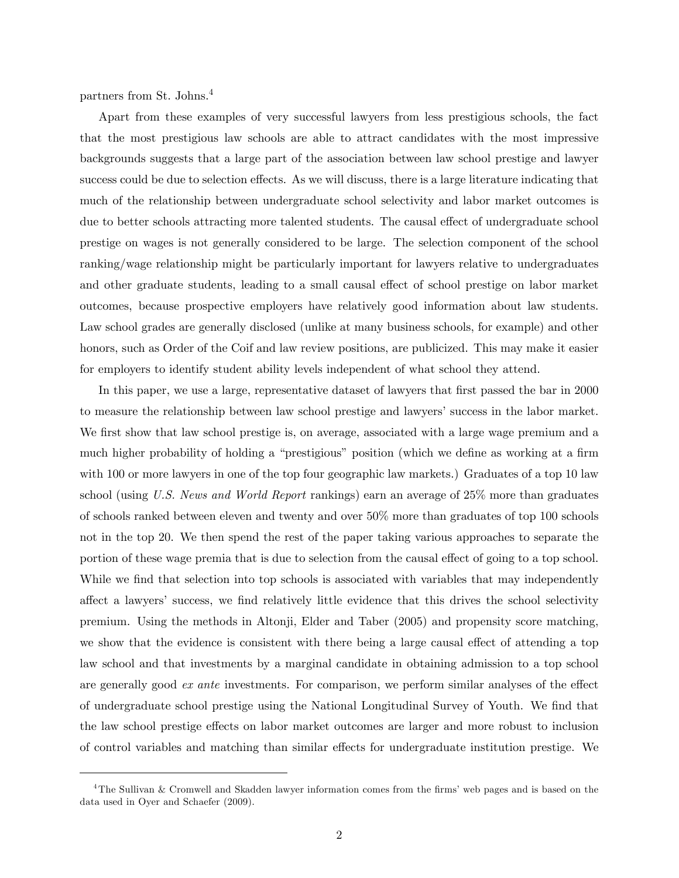partners from St. Johns.[4]

Apart from these examples of very successful lawyers from less prestigious schools, the fact that the most prestigious law schools are able to attract candidates with the most impressive backgrounds suggests that a large part of the association between law school prestige and lawyer success could be due to selection effects. As we will discuss, there is a large literature indicating that much of the relationship between undergraduate school selectivity and labor market outcomes is due to better schools attracting more talented students. The causal effect of undergraduate school prestige on wages is not generally considered to be large. The selection component of the school ranking/wage relationship might be particularly important for lawyers relative to undergraduates and other graduate students, leading to a small causal effect of school prestige on labor market outcomes, because prospective employers have relatively good information about law students. Law school grades are generally disclosed (unlike at many business schools, for example) and other honors, such as Order of the Coif and law review positions, are publicized. This may make it easier for employers to identify student ability levels independent of what school they attend.

In this paper, we use a large, representative dataset of lawyers that first passed the bar in 2000 to measure the relationship between law school prestige and lawyers' success in the labor market. We first show that law school prestige is, on average, associated with a large wage premium and a much higher probability of holding a "prestigious" position (which we define as working at a firm with 100 or more lawyers in one of the top four geographic law markets.) Graduates of a top 10 law school (using *U.S. News and World Report* rankings) earn an average of 25% more than graduates of schools ranked between eleven and twenty and over 50% more than graduates of top 100 schools not in the top 20. We then spend the rest of the paper taking various approaches to separate the portion of these wage premia that is due to selection from the causal effect of going to a top school. While we find that selection into top schools is associated with variables that may independently affect a lawyers' success, we find relatively little evidence that this drives the school selectivity premium. Using the methods in Altonji, Elder and Taber (2005) and propensity score matching, we show that the evidence is consistent with there being a large causal effect of attending a top law school and that investments by a marginal candidate in obtaining admission to a top school are generally good *ex ante* investments. For comparison, we perform similar analyses of the effect of undergraduate school prestige using the National Longitudinal Survey of Youth. We find that the law school prestige effects on labor market outcomes are larger and more robust to inclusion of control variables and matching than similar effects for undergraduate institution prestige. We

[4] The Sullivan & Cromwell and Skadden lawyer information comes from the firms' web pages and is based on the data used in Oyer and Schaefer (2009).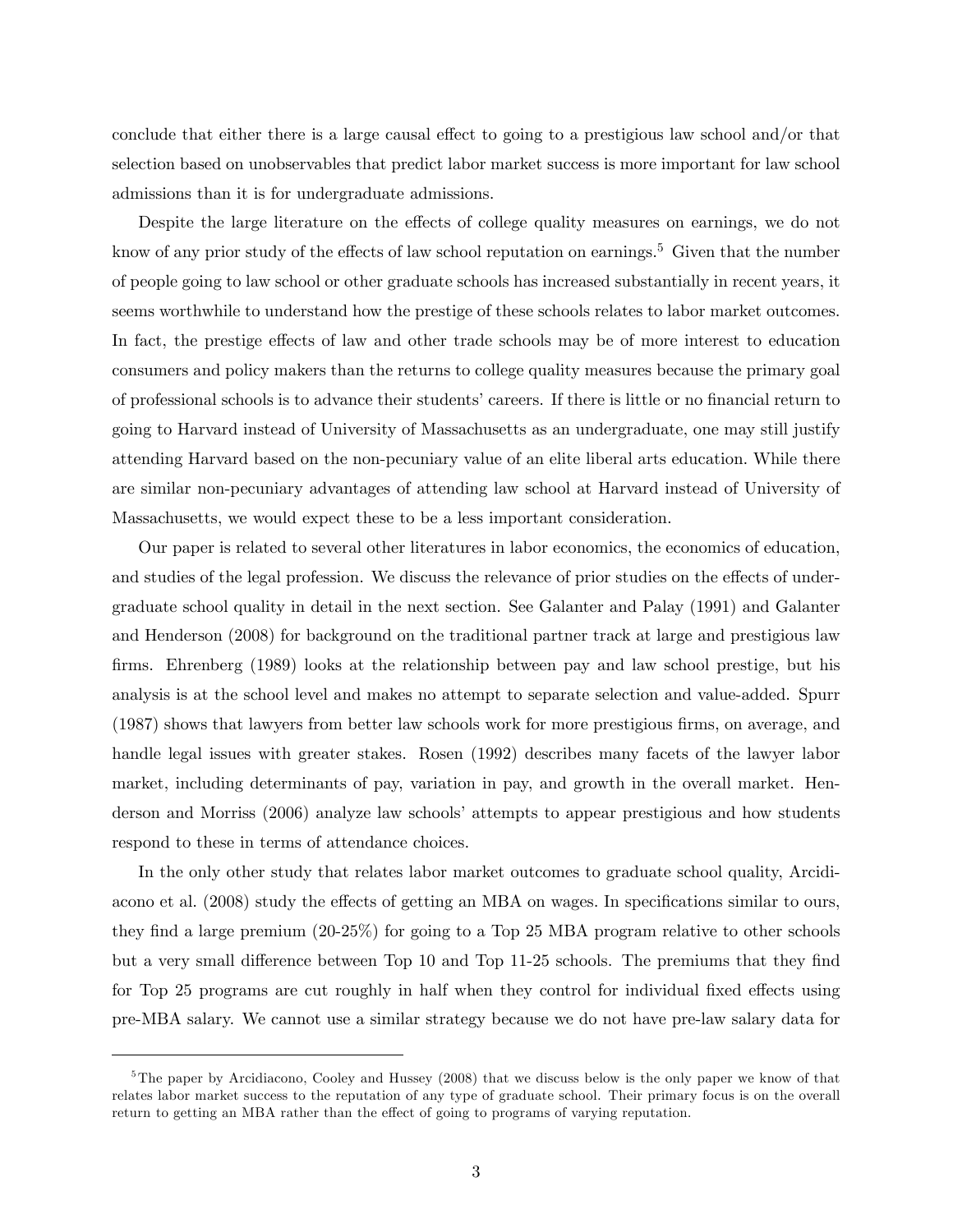conclude that either there is a large causal effect to going to a prestigious law school and/or that selection based on unobservables that predict labor market success is more important for law school admissions than it is for undergraduate admissions.

Despite the large literature on the effects of college quality measures on earnings, we do not know of any prior study of the effects of law school reputation on earnings.[5] Given that the number of people going to law school or other graduate schools has increased substantially in recent years, it seems worthwhile to understand how the prestige of these schools relates to labor market outcomes. In fact, the prestige effects of law and other trade schools may be of more interest to education consumers and policy makers than the returns to college quality measures because the primary goal of professional schools is to advance their students' careers. If there is little or no financial return to going to Harvard instead of University of Massachusetts as an undergraduate, one may still justify attending Harvard based on the non-pecuniary value of an elite liberal arts education. While there are similar non-pecuniary advantages of attending law school at Harvard instead of University of Massachusetts, we would expect these to be a less important consideration.

Our paper is related to several other literatures in labor economics, the economics of education, and studies of the legal profession. We discuss the relevance of prior studies on the effects of undergraduate school quality in detail in the next section. See Galanter and Palay (1991) and Galanter and Henderson (2008) for background on the traditional partner track at large and prestigious law firms. Ehrenberg (1989) looks at the relationship between pay and law school prestige, but his analysis is at the school level and makes no attempt to separate selection and value-added. Spurr (1987) shows that lawyers from better law schools work for more prestigious firms, on average, and handle legal issues with greater stakes. Rosen (1992) describes many facets of the lawyer labor market, including determinants of pay, variation in pay, and growth in the overall market. Henderson and Morriss (2006) analyze law schools' attempts to appear prestigious and how students respond to these in terms of attendance choices.

In the only other study that relates labor market outcomes to graduate school quality, Arcidiacono et al. (2008) study the effects of getting an MBA on wages. In specifications similar to ours, they find a large premium (20-25%) for going to a Top 25 MBA program relative to other schools but a very small difference between Top 10 and Top 11-25 schools. The premiums that they find for Top 25 programs are cut roughly in half when they control for individual fixed effects using pre-MBA salary. We cannot use a similar strategy because we do not have pre-law salary data for

[5] The paper by Arcidiacono, Cooley and Hussey (2008) that we discuss below is the only paper we know of that relates labor market success to the reputation of any type of graduate school. Their primary focus is on the overall return to getting an MBA rather than the effect of going to programs of varying reputation.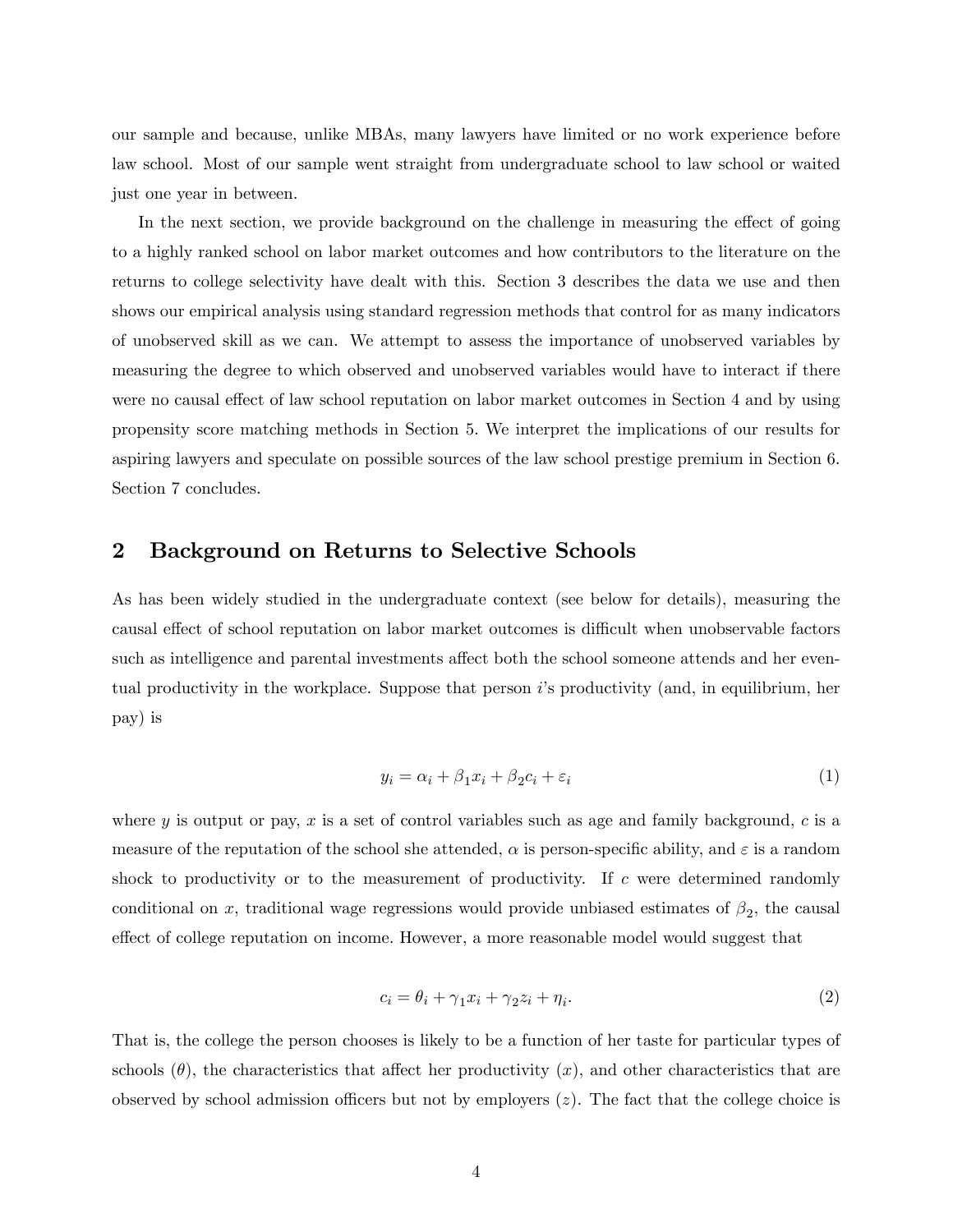our sample and because, unlike MBAs, many lawyers have limited or no work experience before law school. Most of our sample went straight from undergraduate school to law school or waited just one year in between.

In the next section, we provide background on the challenge in measuring the effect of going to a highly ranked school on labor market outcomes and how contributors to the literature on the returns to college selectivity have dealt with this. Section 3 describes the data we use and then shows our empirical analysis using standard regression methods that control for as many indicators of unobserved skill as we can. We attempt to assess the importance of unobserved variables by measuring the degree to which observed and unobserved variables would have to interact if there were no causal effect of law school reputation on labor market outcomes in Section 4 and by using propensity score matching methods in Section 5. We interpret the implications of our results for aspiring lawyers and speculate on possible sources of the law school prestige premium in Section 6. Section 7 concludes.

## 2 Background on Returns to Selective Schools

As has been widely studied in the undergraduate context (see below for details), measuring the causal effect of school reputation on labor market outcomes is difficult when unobservable factors such as intelligence and parental investments affect both the school someone attends and her eventual productivity in the workplace. Suppose that person $i$'s productivity (and, in equilibrium, her pay) is

$$y_i = \alpha_i + \beta_1 x_i + \beta_2 c_i + \varepsilon_i \tag{1}$$

where $y$ is output or pay, $x$ is a set of control variables such as age and family background, $c$ is a measure of the reputation of the school she attended, $\alpha$ is person-specific ability, and $\varepsilon$ is a random shock to productivity or to the measurement of productivity. If $c$ were determined randomly conditional on $x$, traditional wage regressions would provide unbiased estimates of $\beta_2$, the causal effect of college reputation on income. However, a more reasonable model would suggest that

$$c_i = \theta_i + \gamma_1 x_i + \gamma_2 z_i + \eta_i. \tag{2}$$

That is, the college the person chooses is likely to be a function of her taste for particular types of schools ($\theta$), the characteristics that affect her productivity ($x$), and other characteristics that are observed by school admission officers but not by employers ($z$). The fact that the college choice is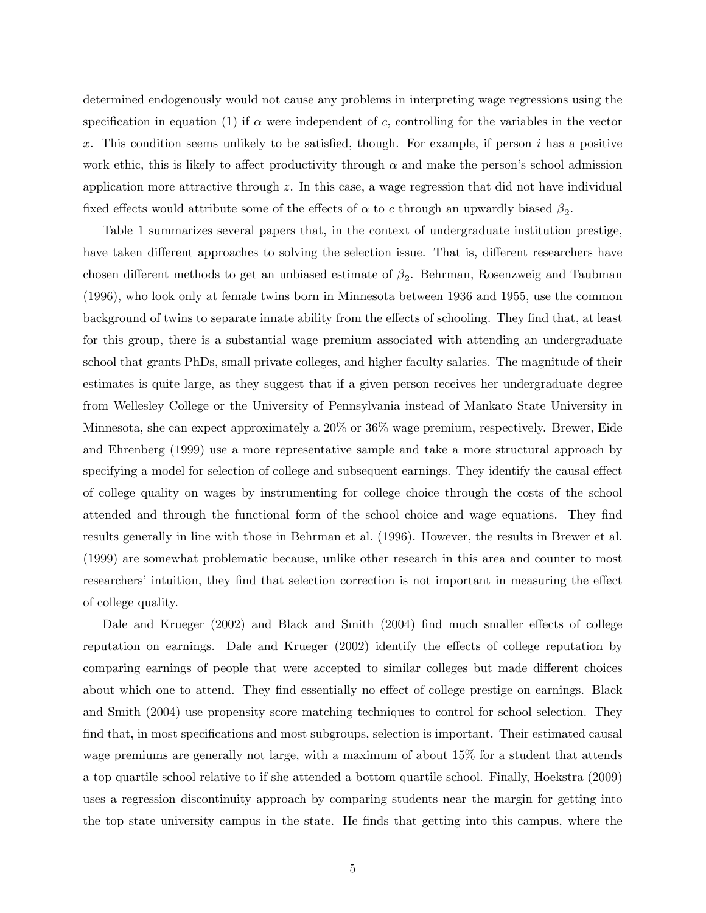determined endogenously would not cause any problems in interpreting wage regressions using the specification in equation (1) if $\alpha$ were independent of $c$, controlling for the variables in the vector $x$. This condition seems unlikely to be satisfied, though. For example, if person $i$ has a positive work ethic, this is likely to affect productivity through $\alpha$ and make the person's school admission application more attractive through $z$. In this case, a wage regression that did not have individual fixed effects would attribute some of the effects of $\alpha$ to $c$ through an upwardly biased $\beta_2$.

Table 1 summarizes several papers that, in the context of undergraduate institution prestige, have taken different approaches to solving the selection issue. That is, different researchers have chosen different methods to get an unbiased estimate of $\beta_2$. Behrman, Rosenzweig and Taubman (1996), who look only at female twins born in Minnesota between 1936 and 1955, use the common background of twins to separate innate ability from the effects of schooling. They find that, at least for this group, there is a substantial wage premium associated with attending an undergraduate school that grants PhDs, small private colleges, and higher faculty salaries. The magnitude of their estimates is quite large, as they suggest that if a given person receives her undergraduate degree from Wellesley College or the University of Pennsylvania instead of Mankato State University in Minnesota, she can expect approximately a 20% or 36% wage premium, respectively. Brewer, Eide and Ehrenberg (1999) use a more representative sample and take a more structural approach by specifying a model for selection of college and subsequent earnings. They identify the causal effect of college quality on wages by instrumenting for college choice through the costs of the school attended and through the functional form of the school choice and wage equations. They find results generally in line with those in Behrman et al. (1996). However, the results in Brewer et al. (1999) are somewhat problematic because, unlike other research in this area and counter to most researchers' intuition, they find that selection correction is not important in measuring the effect of college quality.

Dale and Krueger (2002) and Black and Smith (2004) find much smaller effects of college reputation on earnings. Dale and Krueger (2002) identify the effects of college reputation by comparing earnings of people that were accepted to similar colleges but made different choices about which one to attend. They find essentially no effect of college prestige on earnings. Black and Smith (2004) use propensity score matching techniques to control for school selection. They find that, in most specifications and most subgroups, selection is important. Their estimated causal wage premiums are generally not large, with a maximum of about 15% for a student that attends a top quartile school relative to if she attended a bottom quartile school. Finally, Hoekstra (2009) uses a regression discontinuity approach by comparing students near the margin for getting into the top state university campus in the state. He finds that getting into this campus, where the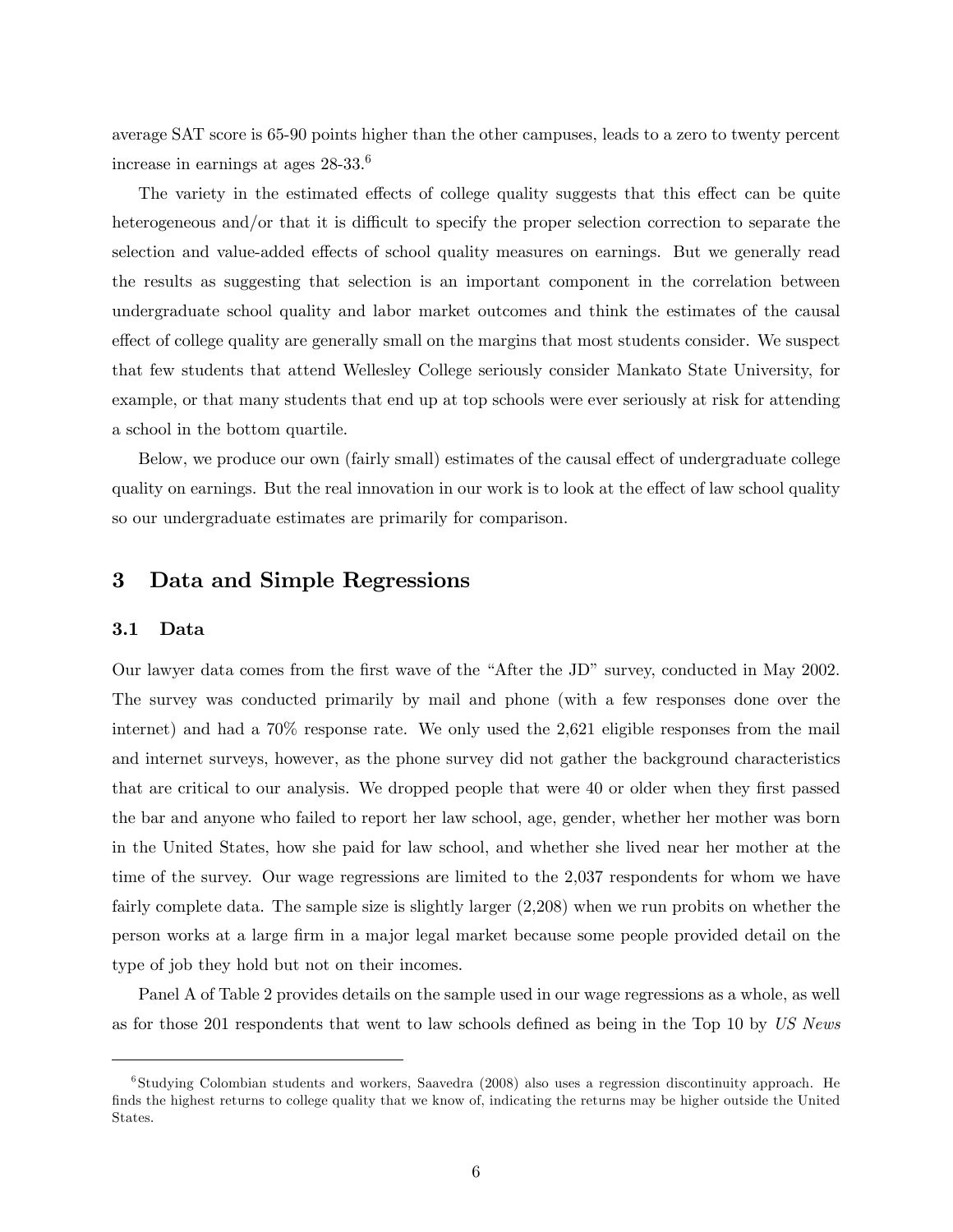average SAT score is 65-90 points higher than the other campuses, leads to a zero to twenty percent increase in earnings at ages 28-33.[6]

The variety in the estimated effects of college quality suggests that this effect can be quite heterogeneous and/or that it is difficult to specify the proper selection correction to separate the selection and value-added effects of school quality measures on earnings. But we generally read the results as suggesting that selection is an important component in the correlation between undergraduate school quality and labor market outcomes and think the estimates of the causal effect of college quality are generally small on the margins that most students consider. We suspect that few students that attend Wellesley College seriously consider Mankato State University, for example, or that many students that end up at top schools were ever seriously at risk for attending a school in the bottom quartile.

Below, we produce our own (fairly small) estimates of the causal effect of undergraduate college quality on earnings. But the real innovation in our work is to look at the effect of law school quality so our undergraduate estimates are primarily for comparison.

## 3 Data and Simple Regressions

### 3.1 Data

Our lawyer data comes from the first wave of the "After the JD" survey, conducted in May 2002. The survey was conducted primarily by mail and phone (with a few responses done over the internet) and had a 70% response rate. We only used the 2,621 eligible responses from the mail and internet surveys, however, as the phone survey did not gather the background characteristics that are critical to our analysis. We dropped people that were 40 or older when they first passed the bar and anyone who failed to report her law school, age, gender, whether her mother was born in the United States, how she paid for law school, and whether she lived near her mother at the time of the survey. Our wage regressions are limited to the 2,037 respondents for whom we have fairly complete data. The sample size is slightly larger (2,208) when we run probits on whether the person works at a large firm in a major legal market because some people provided detail on the type of job they hold but not on their incomes.

Panel A of Table 2 provides details on the sample used in our wage regressions as a whole, as well as for those 201 respondents that went to law schools defined as being in the Top 10 by *US News*

[6] Studying Colombian students and workers, Saavedra (2008) also uses a regression discontinuity approach. He finds the highest returns to college quality that we know of, indicating the returns may be higher outside the United States.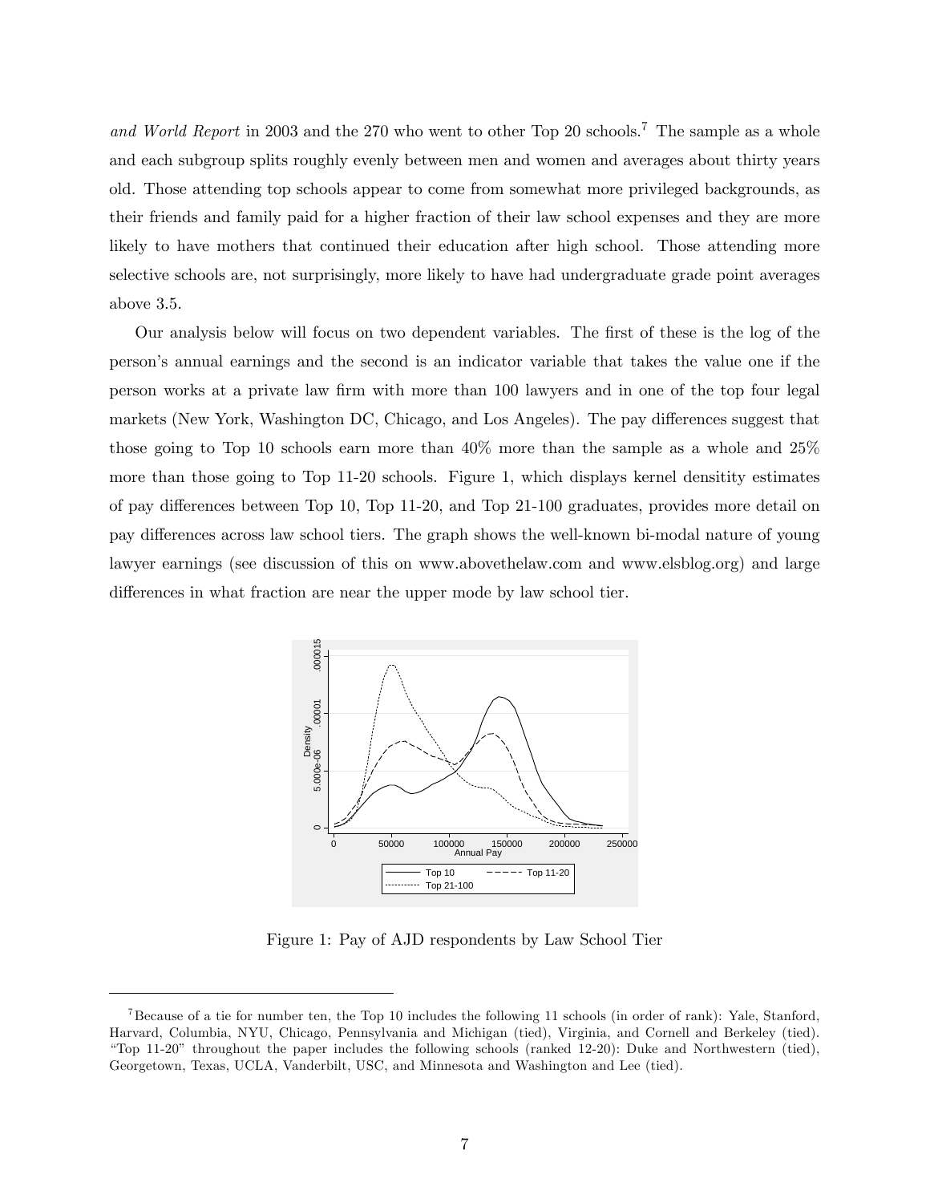*and World Report* in 2003 and the 270 who went to other Top 20 schools.[7] The sample as a whole and each subgroup splits roughly evenly between men and women and averages about thirty years old. Those attending top schools appear to come from somewhat more privileged backgrounds, as their friends and family paid for a higher fraction of their law school expenses and they are more likely to have mothers that continued their education after high school. Those attending more selective schools are, not surprisingly, more likely to have had undergraduate grade point averages above 3.5.

Our analysis below will focus on two dependent variables. The first of these is the log of the person's annual earnings and the second is an indicator variable that takes the value one if the person works at a private law firm with more than 100 lawyers and in one of the top four legal markets (New York, Washington DC, Chicago, and Los Angeles). The pay differences suggest that those going to Top 10 schools earn more than 40% more than the sample as a whole and 25% more than those going to Top 11-20 schools. Figure 1, which displays kernel densitity estimates of pay differences between Top 10, Top 11-20, and Top 21-100 graduates, provides more detail on pay differences across law school tiers. The graph shows the well-known bi-modal nature of young lawyer earnings (see discussion of this on www.abovethelaw.com and www.elsblog.org) and large differences in what fraction are near the upper mode by law school tier.

Figure 1: Pay of AJD respondents by Law School Tier

[7] Because of a tie for number ten, the Top 10 includes the following 11 schools (in order of rank): Yale, Stanford, Harvard, Columbia, NYU, Chicago, Pennsylvania and Michigan (tied), Virginia, and Cornell and Berkeley (tied). "Top 11-20" throughout the paper includes the following schools (ranked 12-20): Duke and Northwestern (tied), Georgetown, Texas, UCLA, Vanderbilt, USC, and Minnesota and Washington and Lee (tied).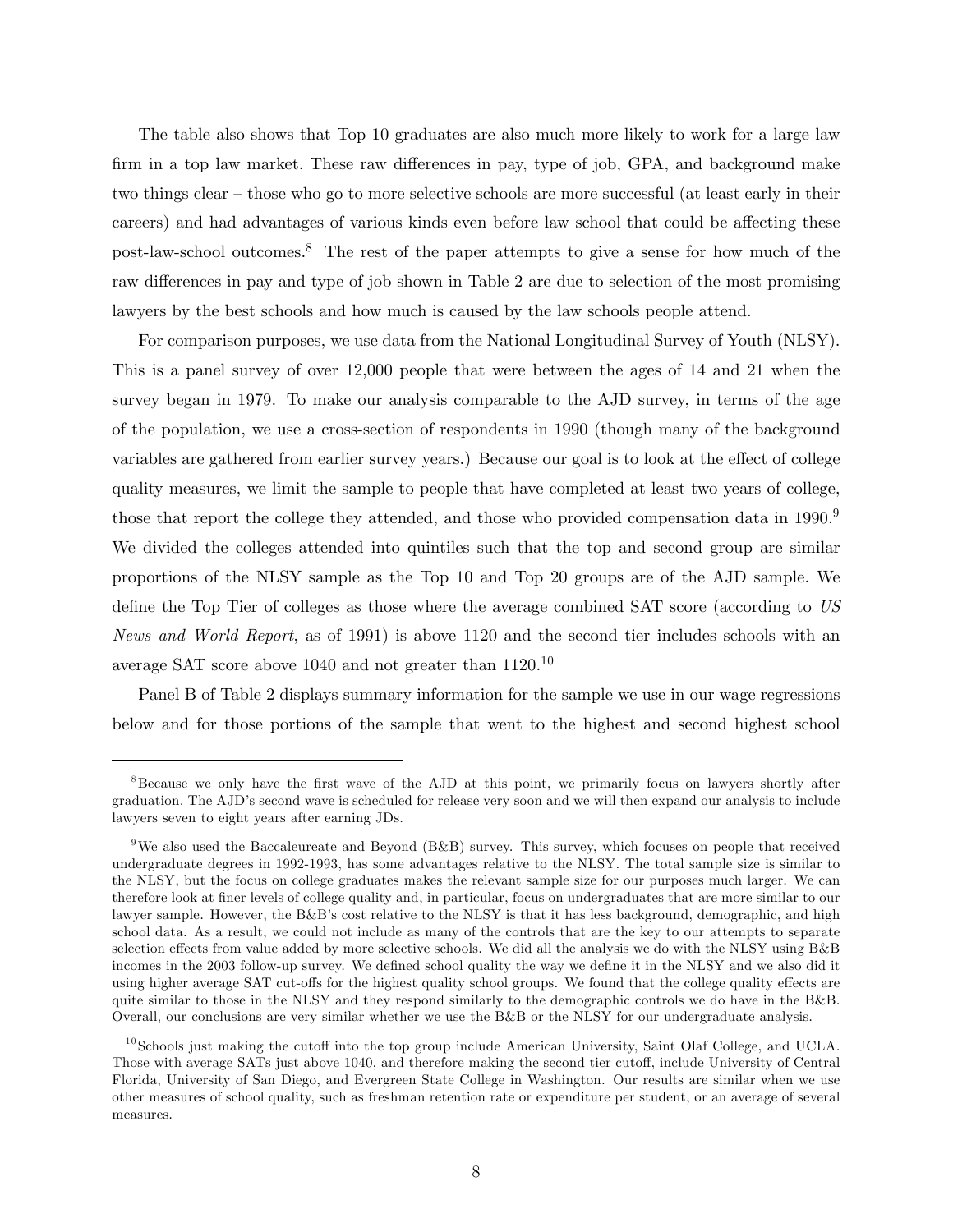The table also shows that Top 10 graduates are also much more likely to work for a large law firm in a top law market. These raw differences in pay, type of job, GPA, and background make two things clear – those who go to more selective schools are more successful (at least early in their careers) and had advantages of various kinds even before law school that could be affecting these post-law-school outcomes.[8] The rest of the paper attempts to give a sense for how much of the raw differences in pay and type of job shown in Table 2 are due to selection of the most promising lawyers by the best schools and how much is caused by the law schools people attend.

For comparison purposes, we use data from the National Longitudinal Survey of Youth (NLSY). This is a panel survey of over 12,000 people that were between the ages of 14 and 21 when the survey began in 1979. To make our analysis comparable to the AJD survey, in terms of the age of the population, we use a cross-section of respondents in 1990 (though many of the background variables are gathered from earlier survey years.) Because our goal is to look at the effect of college quality measures, we limit the sample to people that have completed at least two years of college, those that report the college they attended, and those who provided compensation data in 1990.[9] We divided the colleges attended into quintiles such that the top and second group are similar proportions of the NLSY sample as the Top 10 and Top 20 groups are of the AJD sample. We define the Top Tier of colleges as those where the average combined SAT score (according to *US News and World Report*, as of 1991) is above 1120 and the second tier includes schools with an average SAT score above 1040 and not greater than 1120.[10]

Panel B of Table 2 displays summary information for the sample we use in our wage regressions below and for those portions of the sample that went to the highest and second highest school

---

[8] Because we only have the first wave of the AJD at this point, we primarily focus on lawyers shortly after graduation. The AJD's second wave is scheduled for release very soon and we will then expand our analysis to include lawyers seven to eight years after earning JDs.

[9] We also used the Baccaleureate and Beyond (B&B) survey. This survey, which focuses on people that received undergraduate degrees in 1992-1993, has some advantages relative to the NLSY. The total sample size is similar to the NLSY, but the focus on college graduates makes the relevant sample size for our purposes much larger. We can therefore look at finer levels of college quality and, in particular, focus on undergraduates that are more similar to our lawyer sample. However, the B&B's cost relative to the NLSY is that it has less background, demographic, and high school data. As a result, we could not include as many of the controls that are the key to our attempts to separate selection effects from value added by more selective schools. We did all the analysis we do with the NLSY using B&B incomes in the 2003 follow-up survey. We defined school quality the way we define it in the NLSY and we also did it using higher average SAT cut-offs for the highest quality school groups. We found that the college quality effects are quite similar to those in the NLSY and they respond similarly to the demographic controls we do have in the B&B. Overall, our conclusions are very similar whether we use the B&B or the NLSY for our undergraduate analysis.

[10] Schools just making the cutoff into the top group include American University, Saint Olaf College, and UCLA. Those with average SATs just above 1040, and therefore making the second tier cutoff, include University of Central Florida, University of San Diego, and Evergreen State College in Washington. Our results are similar when we use other measures of school quality, such as freshman retention rate or expenditure per student, or an average of several measures.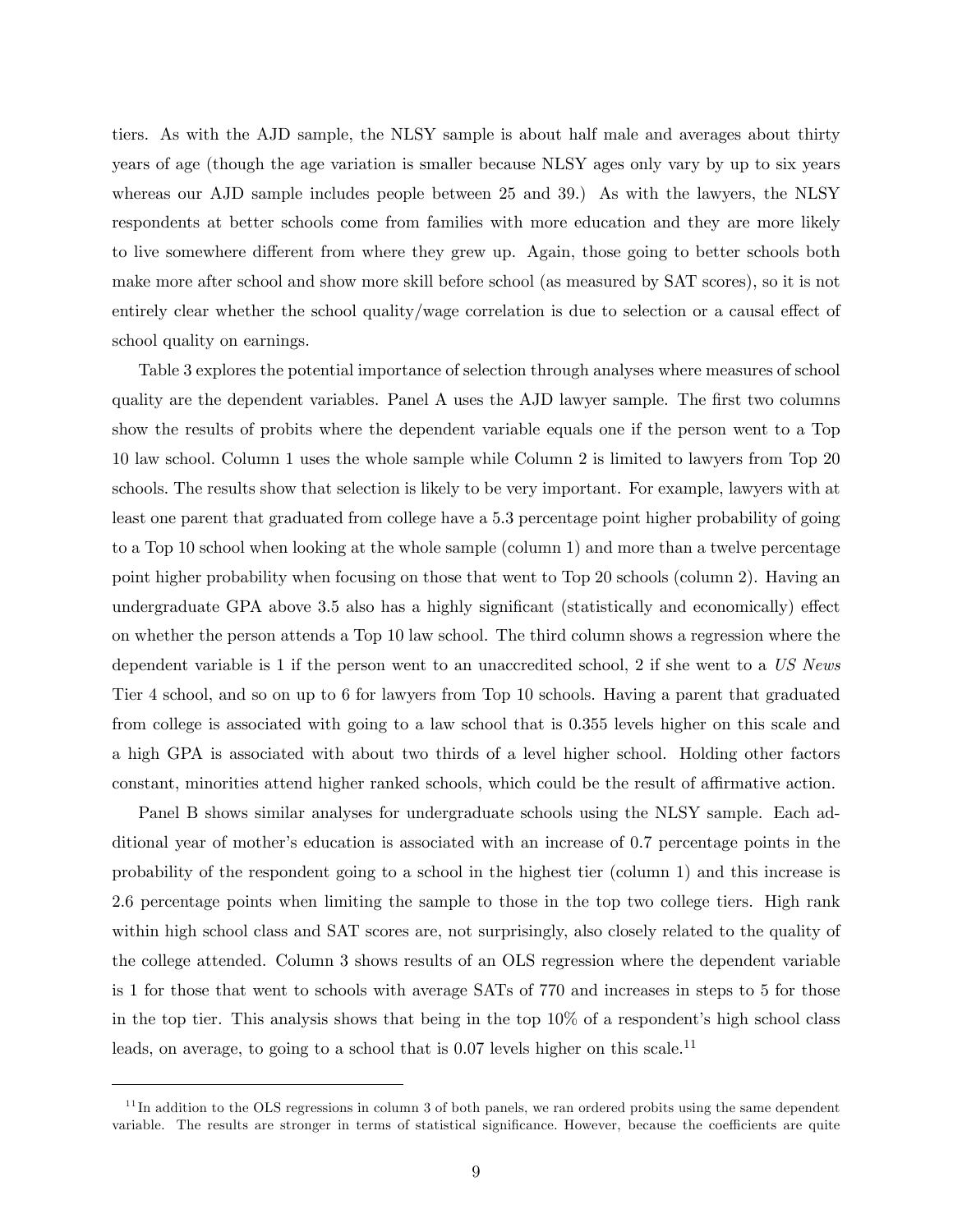tiers. As with the AJD sample, the NLSY sample is about half male and averages about thirty years of age (though the age variation is smaller because NLSY ages only vary by up to six years whereas our AJD sample includes people between 25 and 39.) As with the lawyers, the NLSY respondents at better schools come from families with more education and they are more likely to live somewhere different from where they grew up. Again, those going to better schools both make more after school and show more skill before school (as measured by SAT scores), so it is not entirely clear whether the school quality/wage correlation is due to selection or a causal effect of school quality on earnings.

Table 3 explores the potential importance of selection through analyses where measures of school quality are the dependent variables. Panel A uses the AJD lawyer sample. The first two columns show the results of probits where the dependent variable equals one if the person went to a Top 10 law school. Column 1 uses the whole sample while Column 2 is limited to lawyers from Top 20 schools. The results show that selection is likely to be very important. For example, lawyers with at least one parent that graduated from college have a 5.3 percentage point higher probability of going to a Top 10 school when looking at the whole sample (column 1) and more than a twelve percentage point higher probability when focusing on those that went to Top 20 schools (column 2). Having an undergraduate GPA above 3.5 also has a highly significant (statistically and economically) effect on whether the person attends a Top 10 law school. The third column shows a regression where the dependent variable is 1 if the person went to an unaccredited school, 2 if she went to a *US News* Tier 4 school, and so on up to 6 for lawyers from Top 10 schools. Having a parent that graduated from college is associated with going to a law school that is 0.355 levels higher on this scale and a high GPA is associated with about two thirds of a level higher school. Holding other factors constant, minorities attend higher ranked schools, which could be the result of affirmative action.

Panel B shows similar analyses for undergraduate schools using the NLSY sample. Each additional year of mother's education is associated with an increase of 0.7 percentage points in the probability of the respondent going to a school in the highest tier (column 1) and this increase is 2.6 percentage points when limiting the sample to those in the top two college tiers. High rank within high school class and SAT scores are, not surprisingly, also closely related to the quality of the college attended. Column 3 shows results of an OLS regression where the dependent variable is 1 for those that went to schools with average SATs of 770 and increases in steps to 5 for those in the top tier. This analysis shows that being in the top 10% of a respondent's high school class leads, on average, to going to a school that is 0.07 levels higher on this scale.[11]

[11] In addition to the OLS regressions in column 3 of both panels, we ran ordered probits using the same dependent variable. The results are stronger in terms of statistical significance. However, because the coefficients are quite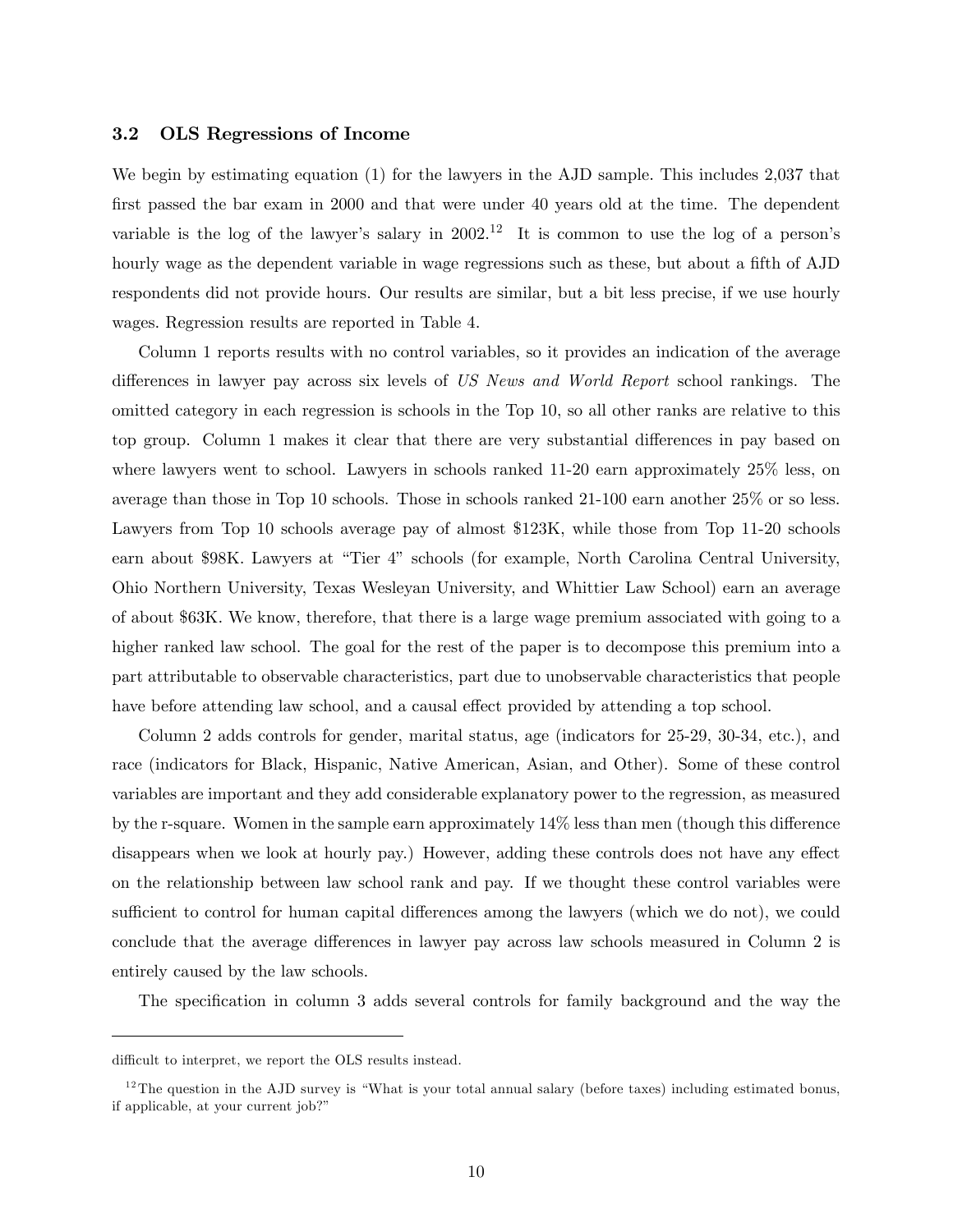### 3.2 OLS Regressions of Income

We begin by estimating equation (1) for the lawyers in the AJD sample. This includes 2,037 that first passed the bar exam in 2000 and that were under 40 years old at the time. The dependent variable is the log of the lawyer's salary in 2002.[12] It is common to use the log of a person's hourly wage as the dependent variable in wage regressions such as these, but about a fifth of AJD respondents did not provide hours. Our results are similar, but a bit less precise, if we use hourly wages. Regression results are reported in Table 4.

Column 1 reports results with no control variables, so it provides an indication of the average differences in lawyer pay across six levels of *US News and World Report* school rankings. The omitted category in each regression is schools in the Top 10, so all other ranks are relative to this top group. Column 1 makes it clear that there are very substantial differences in pay based on where lawyers went to school. Lawyers in schools ranked 11-20 earn approximately 25% less, on average than those in Top 10 schools. Those in schools ranked 21-100 earn another 25% or so less. Lawyers from Top 10 schools average pay of almost $123K, while those from Top 11-20 schools earn about $98K. Lawyers at "Tier 4" schools (for example, North Carolina Central University, Ohio Northern University, Texas Wesleyan University, and Whittier Law School) earn an average of about $63K. We know, therefore, that there is a large wage premium associated with going to a higher ranked law school. The goal for the rest of the paper is to decompose this premium into a part attributable to observable characteristics, part due to unobservable characteristics that people have before attending law school, and a causal effect provided by attending a top school.

Column 2 adds controls for gender, marital status, age (indicators for 25-29, 30-34, etc.), and race (indicators for Black, Hispanic, Native American, Asian, and Other). Some of these control variables are important and they add considerable explanatory power to the regression, as measured by the r-square. Women in the sample earn approximately 14% less than men (though this difference disappears when we look at hourly pay.) However, adding these controls does not have any effect on the relationship between law school rank and pay. If we thought these control variables were sufficient to control for human capital differences among the lawyers (which we do not), we could conclude that the average differences in lawyer pay across law schools measured in Column 2 is entirely caused by the law schools.

The specification in column 3 adds several controls for family background and the way the

---

difficult to interpret, we report the OLS results instead.

[12] The question in the AJD survey is "What is your total annual salary (before taxes) including estimated bonus, if applicable, at your current job?"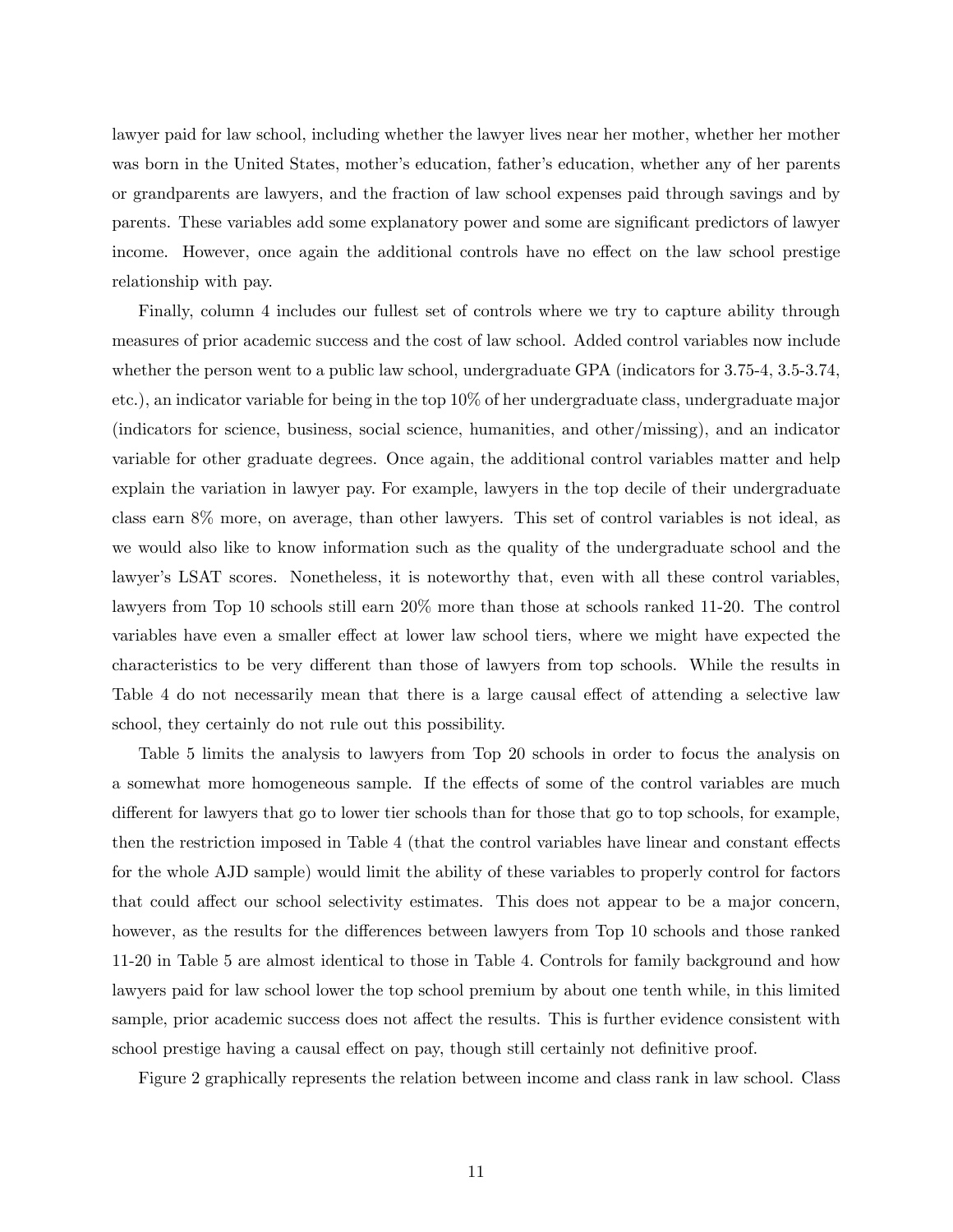lawyer paid for law school, including whether the lawyer lives near her mother, whether her mother was born in the United States, mother's education, father's education, whether any of her parents or grandparents are lawyers, and the fraction of law school expenses paid through savings and by parents. These variables add some explanatory power and some are significant predictors of lawyer income. However, once again the additional controls have no effect on the law school prestige relationship with pay.

Finally, column 4 includes our fullest set of controls where we try to capture ability through measures of prior academic success and the cost of law school. Added control variables now include whether the person went to a public law school, undergraduate GPA (indicators for 3.75-4, 3.5-3.74, etc.), an indicator variable for being in the top 10% of her undergraduate class, undergraduate major (indicators for science, business, social science, humanities, and other/missing), and an indicator variable for other graduate degrees. Once again, the additional control variables matter and help explain the variation in lawyer pay. For example, lawyers in the top decile of their undergraduate class earn 8% more, on average, than other lawyers. This set of control variables is not ideal, as we would also like to know information such as the quality of the undergraduate school and the lawyer's LSAT scores. Nonetheless, it is noteworthy that, even with all these control variables, lawyers from Top 10 schools still earn 20% more than those at schools ranked 11-20. The control variables have even a smaller effect at lower law school tiers, where we might have expected the characteristics to be very different than those of lawyers from top schools. While the results in Table 4 do not necessarily mean that there is a large causal effect of attending a selective law school, they certainly do not rule out this possibility.

Table 5 limits the analysis to lawyers from Top 20 schools in order to focus the analysis on a somewhat more homogeneous sample. If the effects of some of the control variables are much different for lawyers that go to lower tier schools than for those that go to top schools, for example, then the restriction imposed in Table 4 (that the control variables have linear and constant effects for the whole AJD sample) would limit the ability of these variables to properly control for factors that could affect our school selectivity estimates. This does not appear to be a major concern, however, as the results for the differences between lawyers from Top 10 schools and those ranked 11-20 in Table 5 are almost identical to those in Table 4. Controls for family background and how lawyers paid for law school lower the top school premium by about one tenth while, in this limited sample, prior academic success does not affect the results. This is further evidence consistent with school prestige having a causal effect on pay, though still certainly not definitive proof.

Figure 2 graphically represents the relation between income and class rank in law school. Class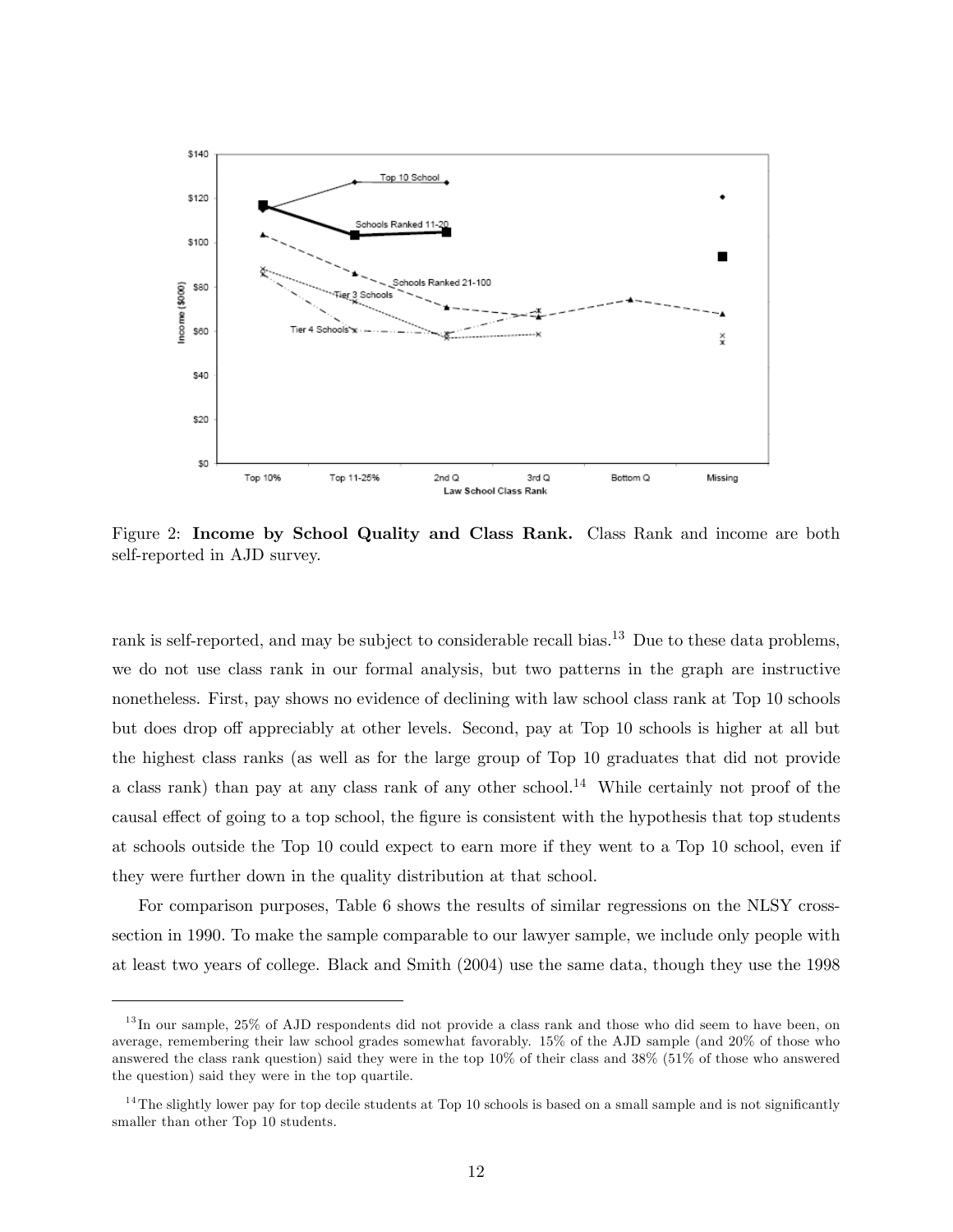Figure 2: **Income by School Quality and Class Rank.** Class Rank and income are both self-reported in AJD survey.

rank is self-reported, and may be subject to considerable recall bias.[13] Due to these data problems, we do not use class rank in our formal analysis, but two patterns in the graph are instructive nonetheless. First, pay shows no evidence of declining with law school class rank at Top 10 schools but does drop off appreciably at other levels. Second, pay at Top 10 schools is higher at all but the highest class ranks (as well as for the large group of Top 10 graduates that did not provide a class rank) than pay at any class rank of any other school.[14] While certainly not proof of the causal effect of going to a top school, the figure is consistent with the hypothesis that top students at schools outside the Top 10 could expect to earn more if they went to a Top 10 school, even if they were further down in the quality distribution at that school.

For comparison purposes, Table 6 shows the results of similar regressions on the NLSY cross-section in 1990. To make the sample comparable to our lawyer sample, we include only people with at least two years of college. Black and Smith (2004) use the same data, though they use the 1998

[13] In our sample, 25% of AJD respondents did not provide a class rank and those who did seem to have been, on average, remembering their law school grades somewhat favorably. 15% of the AJD sample (and 20% of those who answered the class rank question) said they were in the top 10% of their class and 38% (51% of those who answered the question) said they were in the top quartile.

[14] The slightly lower pay for top decile students at Top 10 schools is based on a small sample and is not significantly smaller than other Top 10 students.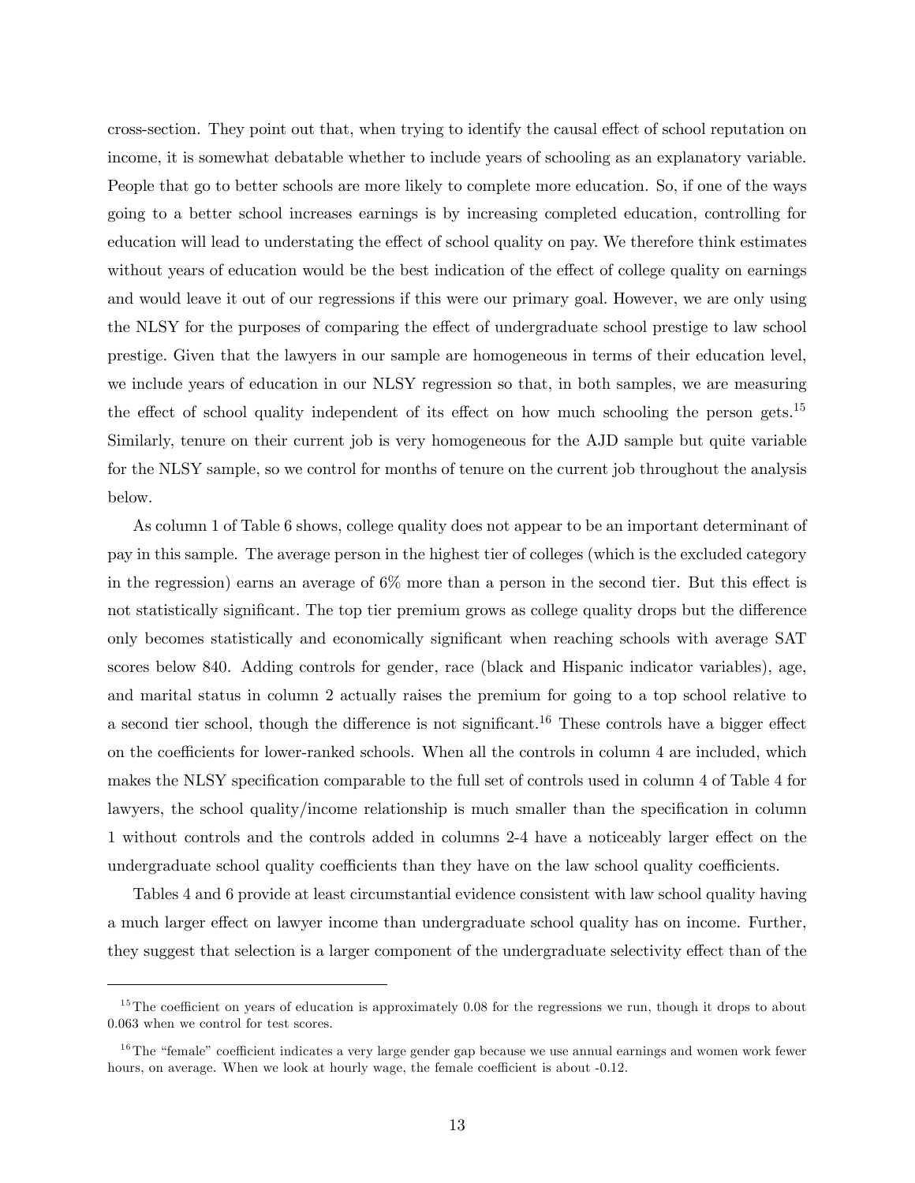cross-section. They point out that, when trying to identify the causal effect of school reputation on income, it is somewhat debatable whether to include years of schooling as an explanatory variable. People that go to better schools are more likely to complete more education. So, if one of the ways going to a better school increases earnings is by increasing completed education, controlling for education will lead to understating the effect of school quality on pay. We therefore think estimates without years of education would be the best indication of the effect of college quality on earnings and would leave it out of our regressions if this were our primary goal. However, we are only using the NLSY for the purposes of comparing the effect of undergraduate school prestige to law school prestige. Given that the lawyers in our sample are homogeneous in terms of their education level, we include years of education in our NLSY regression so that, in both samples, we are measuring the effect of school quality independent of its effect on how much schooling the person gets.[15] Similarly, tenure on their current job is very homogeneous for the AJD sample but quite variable for the NLSY sample, so we control for months of tenure on the current job throughout the analysis below.

As column 1 of Table 6 shows, college quality does not appear to be an important determinant of pay in this sample. The average person in the highest tier of colleges (which is the excluded category in the regression) earns an average of 6% more than a person in the second tier. But this effect is not statistically significant. The top tier premium grows as college quality drops but the difference only becomes statistically and economically significant when reaching schools with average SAT scores below 840. Adding controls for gender, race (black and Hispanic indicator variables), age, and marital status in column 2 actually raises the premium for going to a top school relative to a second tier school, though the difference is not significant.[16] These controls have a bigger effect on the coefficients for lower-ranked schools. When all the controls in column 4 are included, which makes the NLSY specification comparable to the full set of controls used in column 4 of Table 4 for lawyers, the school quality/income relationship is much smaller than the specification in column 1 without controls and the controls added in columns 2-4 have a noticeably larger effect on the undergraduate school quality coefficients than they have on the law school quality coefficients.

Tables 4 and 6 provide at least circumstantial evidence consistent with law school quality having a much larger effect on lawyer income than undergraduate school quality has on income. Further, they suggest that selection is a larger component of the undergraduate selectivity effect than of the

---

[15] The coefficient on years of education is approximately 0.08 for the regressions we run, though it drops to about 0.063 when we control for test scores.

[16] The "female" coefficient indicates a very large gender gap because we use annual earnings and women work fewer hours, on average. When we look at hourly wage, the female coefficient is about -0.12.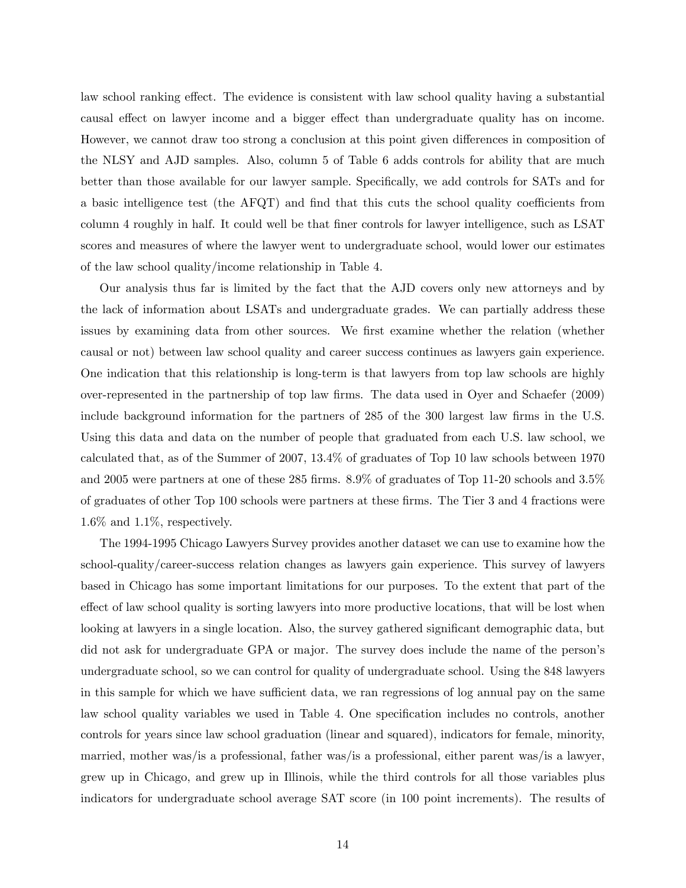law school ranking effect. The evidence is consistent with law school quality having a substantial causal effect on lawyer income and a bigger effect than undergraduate quality has on income. However, we cannot draw too strong a conclusion at this point given differences in composition of the NLSY and AJD samples. Also, column 5 of Table 6 adds controls for ability that are much better than those available for our lawyer sample. Specifically, we add controls for SATs and for a basic intelligence test (the AFQT) and find that this cuts the school quality coefficients from column 4 roughly in half. It could well be that finer controls for lawyer intelligence, such as LSAT scores and measures of where the lawyer went to undergraduate school, would lower our estimates of the law school quality/income relationship in Table 4.

Our analysis thus far is limited by the fact that the AJD covers only new attorneys and by the lack of information about LSATs and undergraduate grades. We can partially address these issues by examining data from other sources. We first examine whether the relation (whether causal or not) between law school quality and career success continues as lawyers gain experience. One indication that this relationship is long-term is that lawyers from top law schools are highly over-represented in the partnership of top law firms. The data used in Oyer and Schaefer (2009) include background information for the partners of 285 of the 300 largest law firms in the U.S. Using this data and data on the number of people that graduated from each U.S. law school, we calculated that, as of the Summer of 2007, 13.4% of graduates of Top 10 law schools between 1970 and 2005 were partners at one of these 285 firms. 8.9% of graduates of Top 11-20 schools and 3.5% of graduates of other Top 100 schools were partners at these firms. The Tier 3 and 4 fractions were 1.6% and 1.1%, respectively.

The 1994-1995 Chicago Lawyers Survey provides another dataset we can use to examine how the school-quality/career-success relation changes as lawyers gain experience. This survey of lawyers based in Chicago has some important limitations for our purposes. To the extent that part of the effect of law school quality is sorting lawyers into more productive locations, that will be lost when looking at lawyers in a single location. Also, the survey gathered significant demographic data, but did not ask for undergraduate GPA or major. The survey does include the name of the person's undergraduate school, so we can control for quality of undergraduate school. Using the 848 lawyers in this sample for which we have sufficient data, we ran regressions of log annual pay on the same law school quality variables we used in Table 4. One specification includes no controls, another controls for years since law school graduation (linear and squared), indicators for female, minority, married, mother was/is a professional, father was/is a professional, either parent was/is a lawyer, grew up in Chicago, and grew up in Illinois, while the third controls for all those variables plus indicators for undergraduate school average SAT score (in 100 point increments). The results of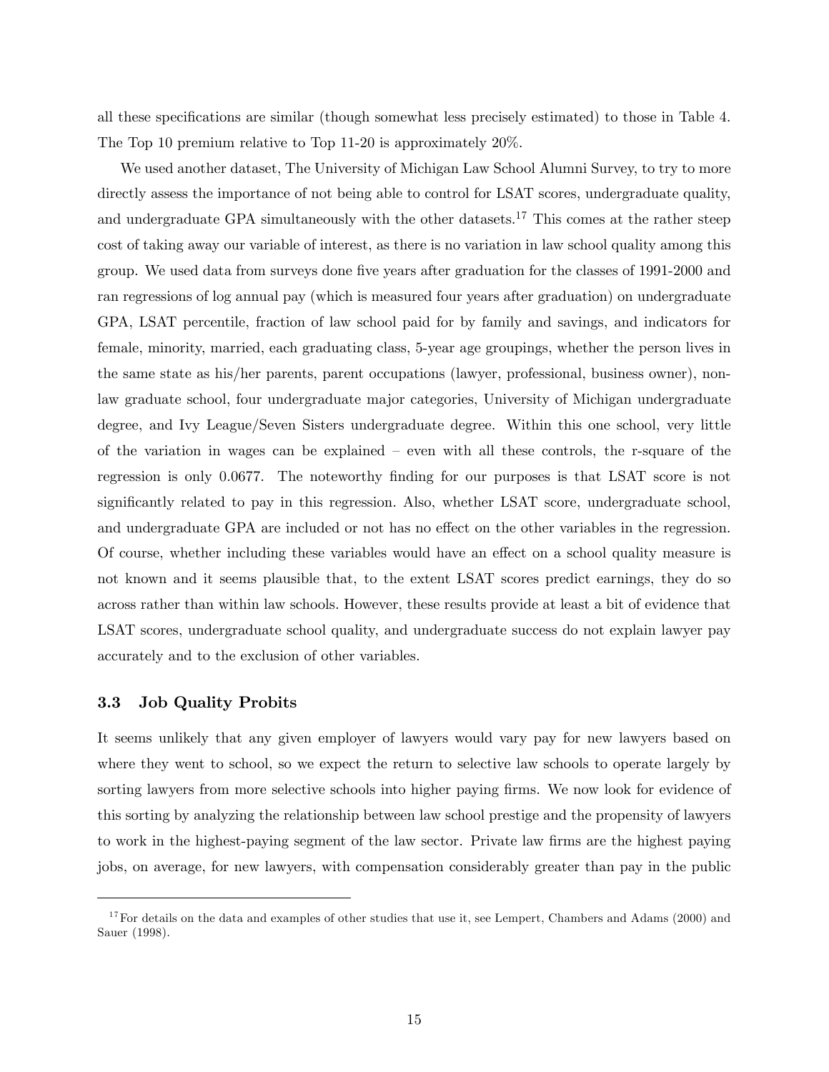all these specifications are similar (though somewhat less precisely estimated) to those in Table 4. The Top 10 premium relative to Top 11-20 is approximately 20%.

We used another dataset, The University of Michigan Law School Alumni Survey, to try to more directly assess the importance of not being able to control for LSAT scores, undergraduate quality, and undergraduate GPA simultaneously with the other datasets.[17] This comes at the rather steep cost of taking away our variable of interest, as there is no variation in law school quality among this group. We used data from surveys done five years after graduation for the classes of 1991-2000 and ran regressions of log annual pay (which is measured four years after graduation) on undergraduate GPA, LSAT percentile, fraction of law school paid for by family and savings, and indicators for female, minority, married, each graduating class, 5-year age groupings, whether the person lives in the same state as his/her parents, parent occupations (lawyer, professional, business owner), non-law graduate school, four undergraduate major categories, University of Michigan undergraduate degree, and Ivy League/Seven Sisters undergraduate degree. Within this one school, very little of the variation in wages can be explained – even with all these controls, the r-square of the regression is only 0.0677. The noteworthy finding for our purposes is that LSAT score is not significantly related to pay in this regression. Also, whether LSAT score, undergraduate school, and undergraduate GPA are included or not has no effect on the other variables in the regression. Of course, whether including these variables would have an effect on a school quality measure is not known and it seems plausible that, to the extent LSAT scores predict earnings, they do so across rather than within law schools. However, these results provide at least a bit of evidence that LSAT scores, undergraduate school quality, and undergraduate success do not explain lawyer pay accurately and to the exclusion of other variables.

### 3.3 Job Quality Probits

It seems unlikely that any given employer of lawyers would vary pay for new lawyers based on where they went to school, so we expect the return to selective law schools to operate largely by sorting lawyers from more selective schools into higher paying firms. We now look for evidence of this sorting by analyzing the relationship between law school prestige and the propensity of lawyers to work in the highest-paying segment of the law sector. Private law firms are the highest paying jobs, on average, for new lawyers, with compensation considerably greater than pay in the public

[17] For details on the data and examples of other studies that use it, see Lempert, Chambers and Adams (2000) and Sauer (1998).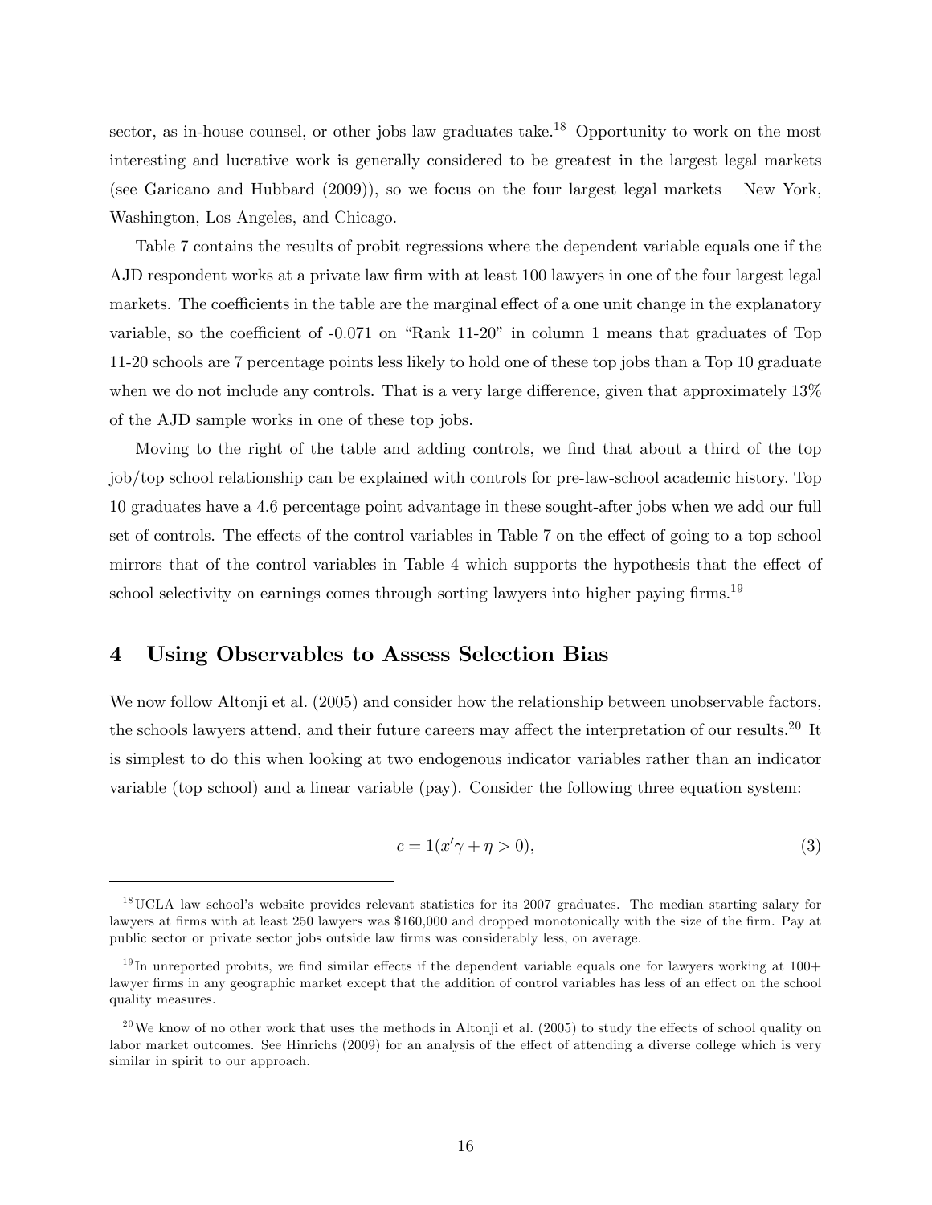sector, as in-house counsel, or other jobs law graduates take.[18] Opportunity to work on the most interesting and lucrative work is generally considered to be greatest in the largest legal markets (see Garicano and Hubbard (2009)), so we focus on the four largest legal markets – New York, Washington, Los Angeles, and Chicago.

Table 7 contains the results of probit regressions where the dependent variable equals one if the AJD respondent works at a private law firm with at least 100 lawyers in one of the four largest legal markets. The coefficients in the table are the marginal effect of a one unit change in the explanatory variable, so the coefficient of -0.071 on "Rank 11-20" in column 1 means that graduates of Top 11-20 schools are 7 percentage points less likely to hold one of these top jobs than a Top 10 graduate when we do not include any controls. That is a very large difference, given that approximately 13% of the AJD sample works in one of these top jobs.

Moving to the right of the table and adding controls, we find that about a third of the top job/top school relationship can be explained with controls for pre-law-school academic history. Top 10 graduates have a 4.6 percentage point advantage in these sought-after jobs when we add our full set of controls. The effects of the control variables in Table 7 on the effect of going to a top school mirrors that of the control variables in Table 4 which supports the hypothesis that the effect of school selectivity on earnings comes through sorting lawyers into higher paying firms.[19]

## 4 Using Observables to Assess Selection Bias

We now follow Altonji et al. (2005) and consider how the relationship between unobservable factors, the schools lawyers attend, and their future careers may affect the interpretation of our results.[20] It is simplest to do this when looking at two endogenous indicator variables rather than an indicator variable (top school) and a linear variable (pay). Consider the following three equation system:

$$c = 1(x'\gamma + \eta > 0), \tag{3}$$

---

[18] UCLA law school's website provides relevant statistics for its 2007 graduates. The median starting salary for lawyers at firms with at least 250 lawyers was $160,000 and dropped monotonically with the size of the firm. Pay at public sector or private sector jobs outside law firms was considerably less, on average.

[19] In unreported probits, we find similar effects if the dependent variable equals one for lawyers working at 100+ lawyer firms in any geographic market except that the addition of control variables has less of an effect on the school quality measures.

[20] We know of no other work that uses the methods in Altonji et al. (2005) to study the effects of school quality on labor market outcomes. See Hinrichs (2009) for an analysis of the effect of attending a diverse college which is very similar in spirit to our approach.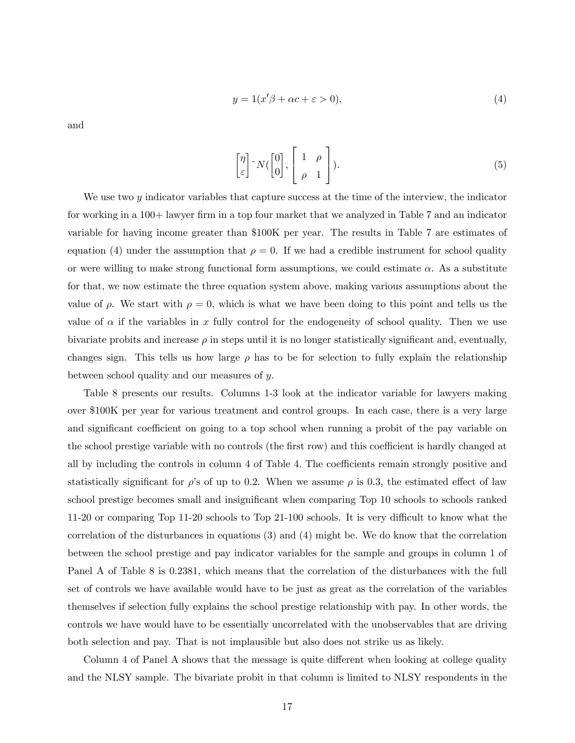$$y = 1(x'\beta + \alpha c + \varepsilon > 0), \tag{4}$$

and

$$\begin{bmatrix} \eta \\ \varepsilon \end{bmatrix} \tilde{} N(\begin{bmatrix} 0 \\ 0 \end{bmatrix}, \begin{bmatrix} 1 & \rho \\ \rho & 1 \end{bmatrix}). \tag{5}$$

We use two $y$ indicator variables that capture success at the time of the interview, the indicator for working in a 100+ lawyer firm in a top four market that we analyzed in Table 7 and an indicator variable for having income greater than \$100K per year. The results in Table 7 are estimates of equation (4) under the assumption that $\rho = 0$. If we had a credible instrument for school quality or were willing to make strong functional form assumptions, we could estimate $\alpha$. As a substitute for that, we now estimate the three equation system above, making various assumptions about the value of $\rho$. We start with $\rho = 0$, which is what we have been doing to this point and tells us the value of $\alpha$ if the variables in $x$ fully control for the endogeneity of school quality. Then we use bivariate probits and increase $\rho$ in steps until it is no longer statistically significant and, eventually, changes sign. This tells us how large $\rho$ has to be for selection to fully explain the relationship between school quality and our measures of $y$.

Table 8 presents our results. Columns 1-3 look at the indicator variable for lawyers making over \$100K per year for various treatment and control groups. In each case, there is a very large and significant coefficient on going to a top school when running a probit of the pay variable on the school prestige variable with no controls (the first row) and this coefficient is hardly changed at all by including the controls in column 4 of Table 4. The coefficients remain strongly positive and statistically significant for $\rho$'s of up to 0.2. When we assume $\rho$ is 0.3, the estimated effect of law school prestige becomes small and insignificant when comparing Top 10 schools to schools ranked 11-20 or comparing Top 11-20 schools to Top 21-100 schools. It is very difficult to know what the correlation of the disturbances in equations (3) and (4) might be. We do know that the correlation between the school prestige and pay indicator variables for the sample and groups in column 1 of Panel A of Table 8 is 0.2381, which means that the correlation of the disturbances with the full set of controls we have available would have to be just as great as the correlation of the variables themselves if selection fully explains the school prestige relationship with pay. In other words, the controls we have would have to be essentially uncorrelated with the unobservables that are driving both selection and pay. That is not implausible but also does not strike us as likely.

Column 4 of Panel A shows that the message is quite different when looking at college quality and the NLSY sample. The bivariate probit in that column is limited to NLSY respondents in the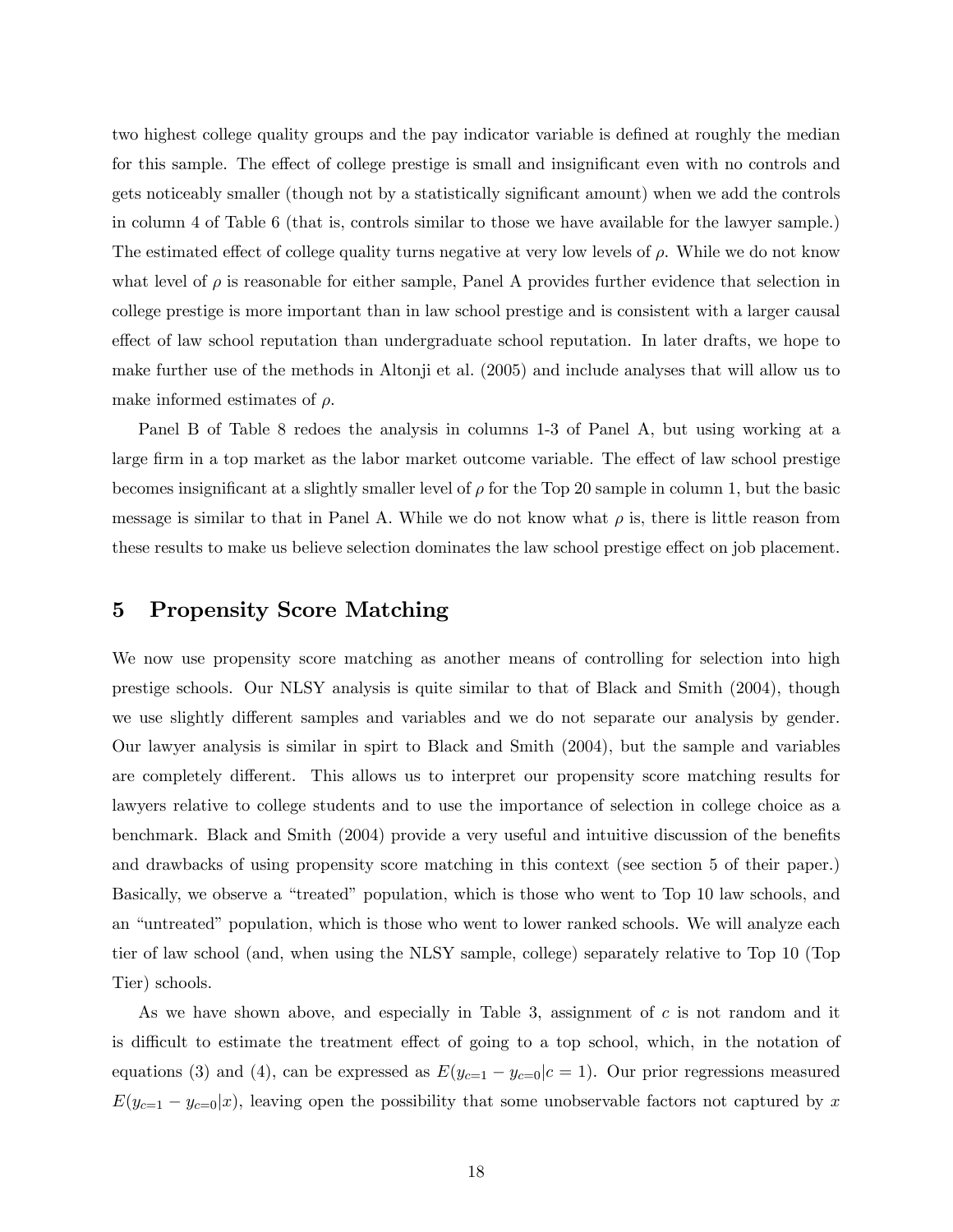two highest college quality groups and the pay indicator variable is defined at roughly the median for this sample. The effect of college prestige is small and insignificant even with no controls and gets noticeably smaller (though not by a statistically significant amount) when we add the controls in column 4 of Table 6 (that is, controls similar to those we have available for the lawyer sample.) The estimated effect of college quality turns negative at very low levels of $\rho$. While we do not know what level of $\rho$ is reasonable for either sample, Panel A provides further evidence that selection in college prestige is more important than in law school prestige and is consistent with a larger causal effect of law school reputation than undergraduate school reputation. In later drafts, we hope to make further use of the methods in Altonji et al. (2005) and include analyses that will allow us to make informed estimates of $\rho$.

Panel B of Table 8 redoes the analysis in columns 1-3 of Panel A, but using working at a large firm in a top market as the labor market outcome variable. The effect of law school prestige becomes insignificant at a slightly smaller level of $\rho$ for the Top 20 sample in column 1, but the basic message is similar to that in Panel A. While we do not know what $\rho$ is, there is little reason from these results to make us believe selection dominates the law school prestige effect on job placement.

## 5 Propensity Score Matching

We now use propensity score matching as another means of controlling for selection into high prestige schools. Our NLSY analysis is quite similar to that of Black and Smith (2004), though we use slightly different samples and variables and we do not separate our analysis by gender. Our lawyer analysis is similar in spirt to Black and Smith (2004), but the sample and variables are completely different. This allows us to interpret our propensity score matching results for lawyers relative to college students and to use the importance of selection in college choice as a benchmark. Black and Smith (2004) provide a very useful and intuitive discussion of the benefits and drawbacks of using propensity score matching in this context (see section 5 of their paper.) Basically, we observe a "treated" population, which is those who went to Top 10 law schools, and an "untreated" population, which is those who went to lower ranked schools. We will analyze each tier of law school (and, when using the NLSY sample, college) separately relative to Top 10 (Top Tier) schools.

As we have shown above, and especially in Table 3, assignment of $c$ is not random and it is difficult to estimate the treatment effect of going to a top school, which, in the notation of equations (3) and (4), can be expressed as $E(y_{c=1} - y_{c=0}|c = 1)$. Our prior regressions measured $E(y_{c=1} - y_{c=0}|x)$, leaving open the possibility that some unobservable factors not captured by $x$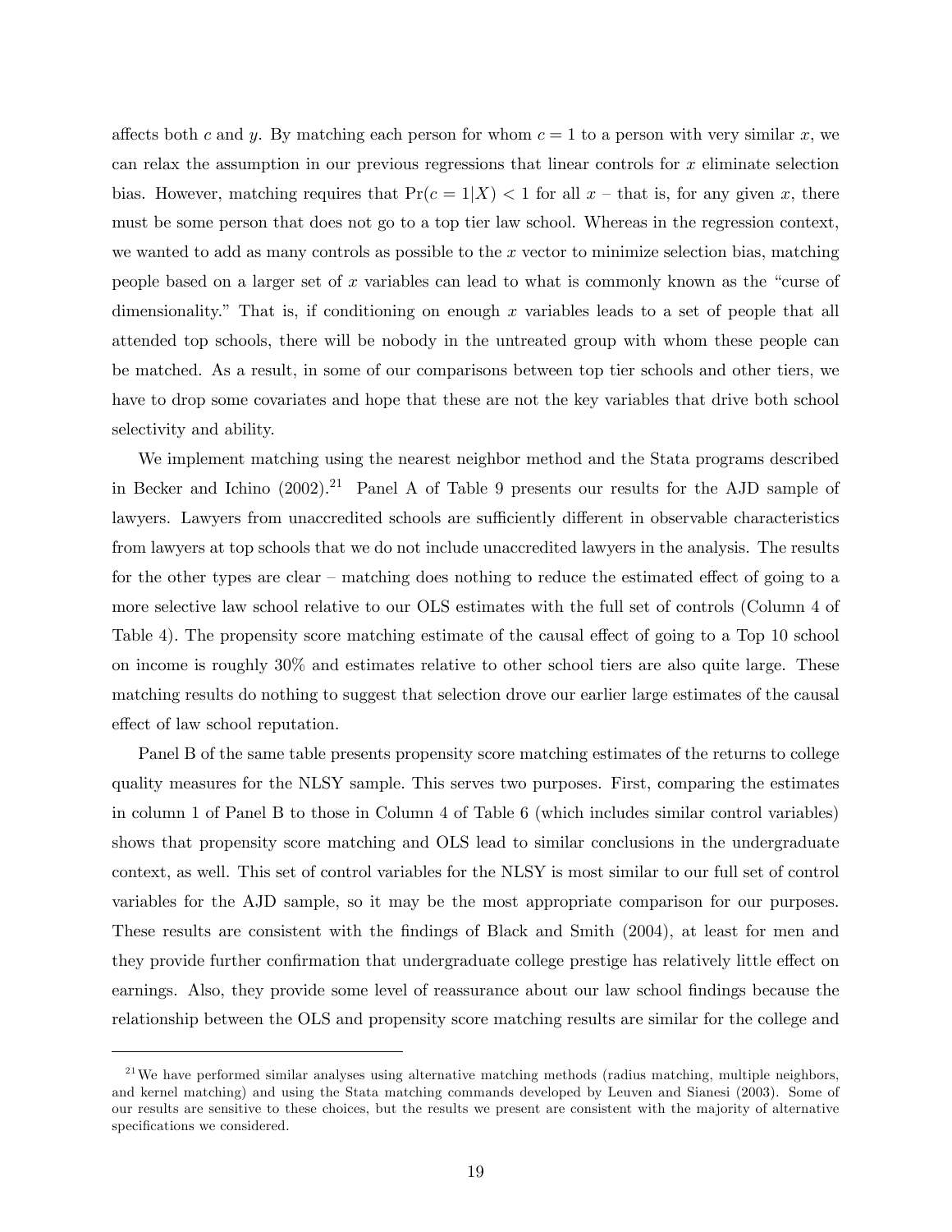affects both $c$ and $y$. By matching each person for whom $c = 1$ to a person with very similar $x$, we can relax the assumption in our previous regressions that linear controls for $x$ eliminate selection bias. However, matching requires that $\Pr(c = 1|X) < 1$ for all $x$ – that is, for any given $x$, there must be some person that does not go to a top tier law school. Whereas in the regression context, we wanted to add as many controls as possible to the $x$ vector to minimize selection bias, matching people based on a larger set of $x$ variables can lead to what is commonly known as the "curse of dimensionality." That is, if conditioning on enough $x$ variables leads to a set of people that all attended top schools, there will be nobody in the untreated group with whom these people can be matched. As a result, in some of our comparisons between top tier schools and other tiers, we have to drop some covariates and hope that these are not the key variables that drive both school selectivity and ability.

We implement matching using the nearest neighbor method and the Stata programs described in Becker and Ichino (2002).[21] Panel A of Table 9 presents our results for the AJD sample of lawyers. Lawyers from unaccredited schools are sufficiently different in observable characteristics from lawyers at top schools that we do not include unaccredited lawyers in the analysis. The results for the other types are clear – matching does nothing to reduce the estimated effect of going to a more selective law school relative to our OLS estimates with the full set of controls (Column 4 of Table 4). The propensity score matching estimate of the causal effect of going to a Top 10 school on income is roughly 30% and estimates relative to other school tiers are also quite large. These matching results do nothing to suggest that selection drove our earlier large estimates of the causal effect of law school reputation.

Panel B of the same table presents propensity score matching estimates of the returns to college quality measures for the NLSY sample. This serves two purposes. First, comparing the estimates in column 1 of Panel B to those in Column 4 of Table 6 (which includes similar control variables) shows that propensity score matching and OLS lead to similar conclusions in the undergraduate context, as well. This set of control variables for the NLSY is most similar to our full set of control variables for the AJD sample, so it may be the most appropriate comparison for our purposes. These results are consistent with the findings of Black and Smith (2004), at least for men and they provide further confirmation that undergraduate college prestige has relatively little effect on earnings. Also, they provide some level of reassurance about our law school findings because the relationship between the OLS and propensity score matching results are similar for the college and

[21] We have performed similar analyses using alternative matching methods (radius matching, multiple neighbors, and kernel matching) and using the Stata matching commands developed by Leuven and Sianesi (2003). Some of our results are sensitive to these choices, but the results we present are consistent with the majority of alternative specifications we considered.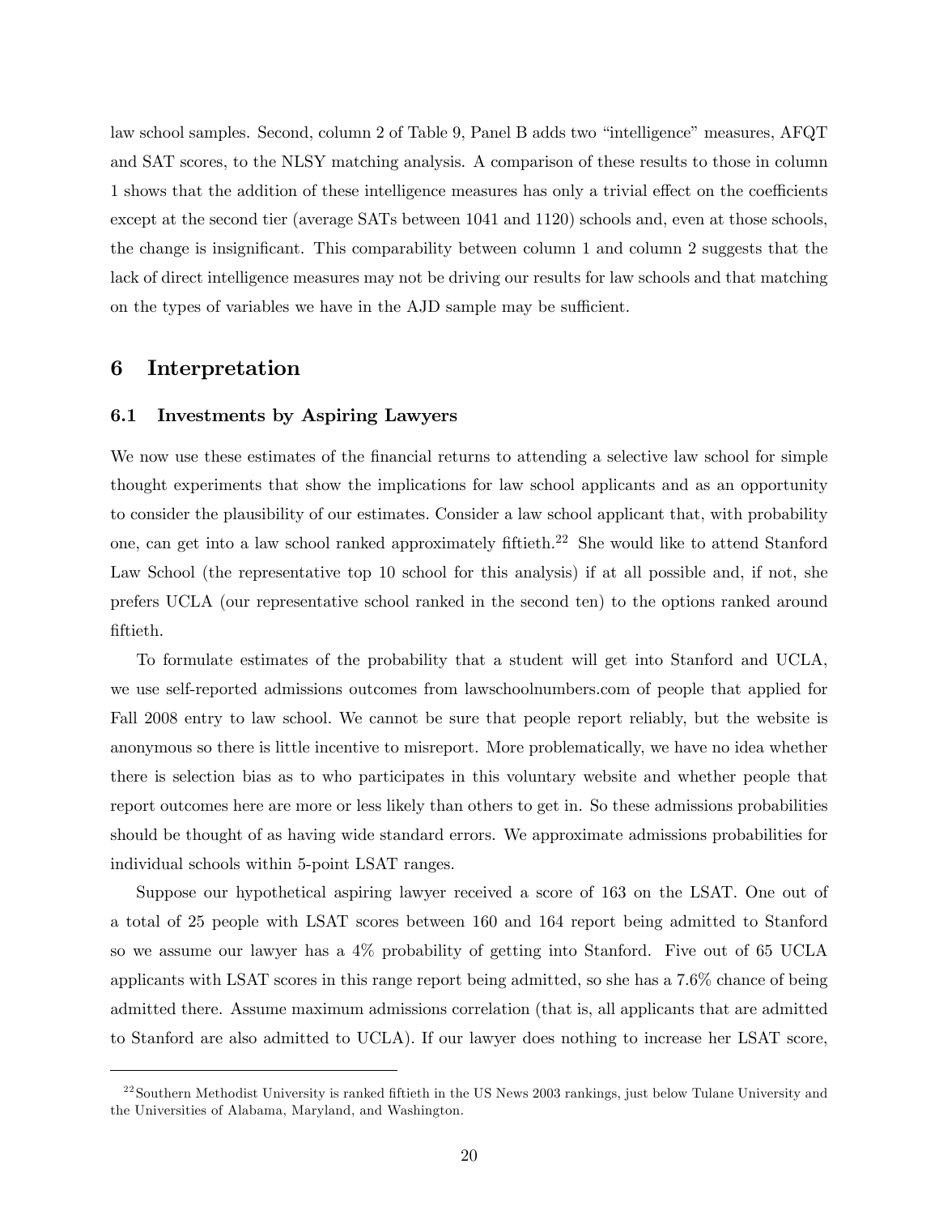law school samples. Second, column 2 of Table 9, Panel B adds two "intelligence" measures, AFQT and SAT scores, to the NLSY matching analysis. A comparison of these results to those in column 1 shows that the addition of these intelligence measures has only a trivial effect on the coefficients except at the second tier (average SATs between 1041 and 1120) schools and, even at those schools, the change is insignificant. This comparability between column 1 and column 2 suggests that the lack of direct intelligence measures may not be driving our results for law schools and that matching on the types of variables we have in the AJD sample may be sufficient.

## 6 Interpretation

### 6.1 Investments by Aspiring Lawyers

We now use these estimates of the financial returns to attending a selective law school for simple thought experiments that show the implications for law school applicants and as an opportunity to consider the plausibility of our estimates. Consider a law school applicant that, with probability one, can get into a law school ranked approximately fiftieth.[22] She would like to attend Stanford Law School (the representative top 10 school for this analysis) if at all possible and, if not, she prefers UCLA (our representative school ranked in the second ten) to the options ranked around fiftieth.

To formulate estimates of the probability that a student will get into Stanford and UCLA, we use self-reported admissions outcomes from lawschoolnumbers.com of people that applied for Fall 2008 entry to law school. We cannot be sure that people report reliably, but the website is anonymous so there is little incentive to misreport. More problematically, we have no idea whether there is selection bias as to who participates in this voluntary website and whether people that report outcomes here are more or less likely than others to get in. So these admissions probabilities should be thought of as having wide standard errors. We approximate admissions probabilities for individual schools within 5-point LSAT ranges.

Suppose our hypothetical aspiring lawyer received a score of 163 on the LSAT. One out of a total of 25 people with LSAT scores between 160 and 164 report being admitted to Stanford so we assume our lawyer has a 4% probability of getting into Stanford. Five out of 65 UCLA applicants with LSAT scores in this range report being admitted, so she has a 7.6% chance of being admitted there. Assume maximum admissions correlation (that is, all applicants that are admitted to Stanford are also admitted to UCLA). If our lawyer does nothing to increase her LSAT score,

[22] Southern Methodist University is ranked fiftieth in the US News 2003 rankings, just below Tulane University and the Universities of Alabama, Maryland, and Washington.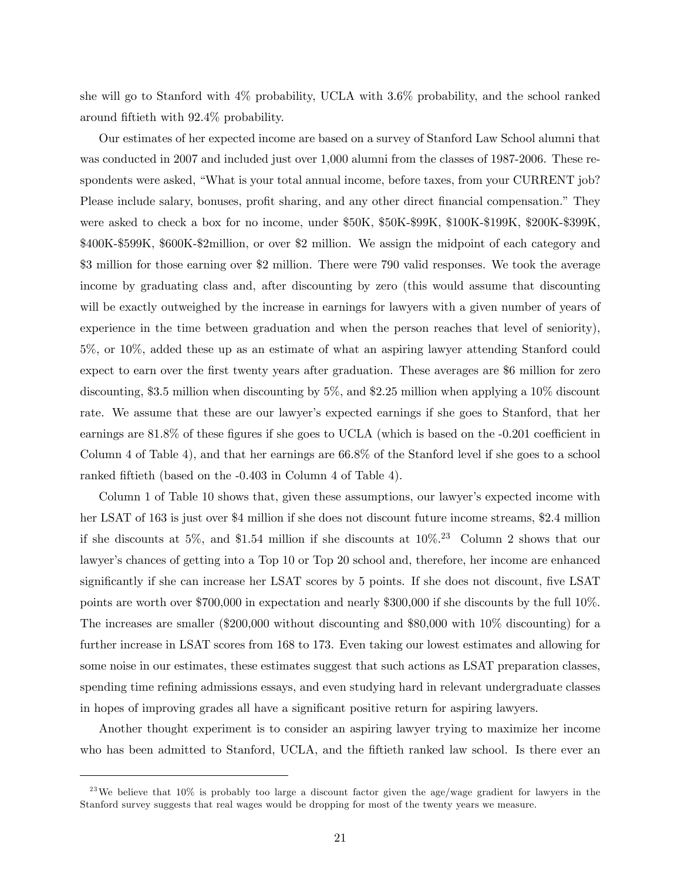she will go to Stanford with 4% probability, UCLA with 3.6% probability, and the school ranked around fiftieth with 92.4% probability.

Our estimates of her expected income are based on a survey of Stanford Law School alumni that was conducted in 2007 and included just over 1,000 alumni from the classes of 1987-2006. These respondents were asked, "What is your total annual income, before taxes, from your CURRENT job? Please include salary, bonuses, profit sharing, and any other direct financial compensation." They were asked to check a box for no income, under \$50K, \$50K-\$99K, \$100K-\$199K, \$200K-\$399K, \$400K-\$599K, \$600K-\$2million, or over \$2 million. We assign the midpoint of each category and \$3 million for those earning over \$2 million. There were 790 valid responses. We took the average income by graduating class and, after discounting by zero (this would assume that discounting will be exactly outweighed by the increase in earnings for lawyers with a given number of years of experience in the time between graduation and when the person reaches that level of seniority), 5%, or 10%, added these up as an estimate of what an aspiring lawyer attending Stanford could expect to earn over the first twenty years after graduation. These averages are \$6 million for zero discounting, \$3.5 million when discounting by 5%, and \$2.25 million when applying a 10% discount rate. We assume that these are our lawyer's expected earnings if she goes to Stanford, that her earnings are 81.8% of these figures if she goes to UCLA (which is based on the -0.201 coefficient in Column 4 of Table 4), and that her earnings are 66.8% of the Stanford level if she goes to a school ranked fiftieth (based on the -0.403 in Column 4 of Table 4).

Column 1 of Table 10 shows that, given these assumptions, our lawyer's expected income with her LSAT of 163 is just over \$4 million if she does not discount future income streams, \$2.4 million if she discounts at 5%, and \$1.54 million if she discounts at 10%.[23] Column 2 shows that our lawyer's chances of getting into a Top 10 or Top 20 school and, therefore, her income are enhanced significantly if she can increase her LSAT scores by 5 points. If she does not discount, five LSAT points are worth over \$700,000 in expectation and nearly \$300,000 if she discounts by the full 10%. The increases are smaller (\$200,000 without discounting and \$80,000 with 10% discounting) for a further increase in LSAT scores from 168 to 173. Even taking our lowest estimates and allowing for some noise in our estimates, these estimates suggest that such actions as LSAT preparation classes, spending time refining admissions essays, and even studying hard in relevant undergraduate classes in hopes of improving grades all have a significant positive return for aspiring lawyers.

Another thought experiment is to consider an aspiring lawyer trying to maximize her income who has been admitted to Stanford, UCLA, and the fiftieth ranked law school. Is there ever an

[23] We believe that 10% is probably too large a discount factor given the age/wage gradient for lawyers in the Stanford survey suggests that real wages would be dropping for most of the twenty years we measure.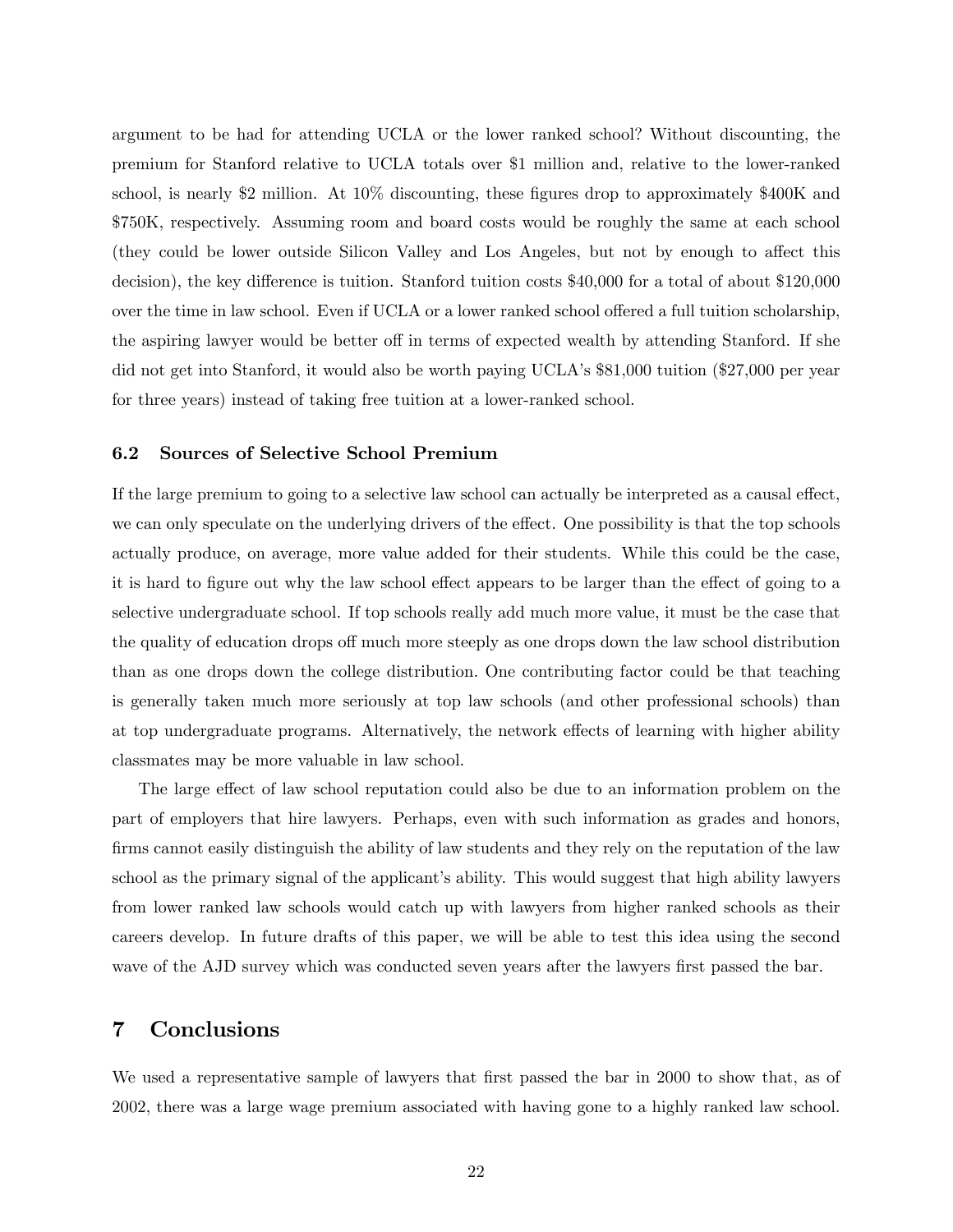argument to be had for attending UCLA or the lower ranked school? Without discounting, the premium for Stanford relative to UCLA totals over $1 million and, relative to the lower-ranked school, is nearly $2 million. At 10% discounting, these figures drop to approximately $400K and $750K, respectively. Assuming room and board costs would be roughly the same at each school (they could be lower outside Silicon Valley and Los Angeles, but not by enough to affect this decision), the key difference is tuition. Stanford tuition costs $40,000 for a total of about $120,000 over the time in law school. Even if UCLA or a lower ranked school offered a full tuition scholarship, the aspiring lawyer would be better off in terms of expected wealth by attending Stanford. If she did not get into Stanford, it would also be worth paying UCLA's $81,000 tuition ($27,000 per year for three years) instead of taking free tuition at a lower-ranked school.

### 6.2 Sources of Selective School Premium

If the large premium to going to a selective law school can actually be interpreted as a causal effect, we can only speculate on the underlying drivers of the effect. One possibility is that the top schools actually produce, on average, more value added for their students. While this could be the case, it is hard to figure out why the law school effect appears to be larger than the effect of going to a selective undergraduate school. If top schools really add much more value, it must be the case that the quality of education drops off much more steeply as one drops down the law school distribution than as one drops down the college distribution. One contributing factor could be that teaching is generally taken much more seriously at top law schools (and other professional schools) than at top undergraduate programs. Alternatively, the network effects of learning with higher ability classmates may be more valuable in law school.

The large effect of law school reputation could also be due to an information problem on the part of employers that hire lawyers. Perhaps, even with such information as grades and honors, firms cannot easily distinguish the ability of law students and they rely on the reputation of the law school as the primary signal of the applicant's ability. This would suggest that high ability lawyers from lower ranked law schools would catch up with lawyers from higher ranked schools as their careers develop. In future drafts of this paper, we will be able to test this idea using the second wave of the AJD survey which was conducted seven years after the lawyers first passed the bar.

## 7 Conclusions

We used a representative sample of lawyers that first passed the bar in 2000 to show that, as of 2002, there was a large wage premium associated with having gone to a highly ranked law school.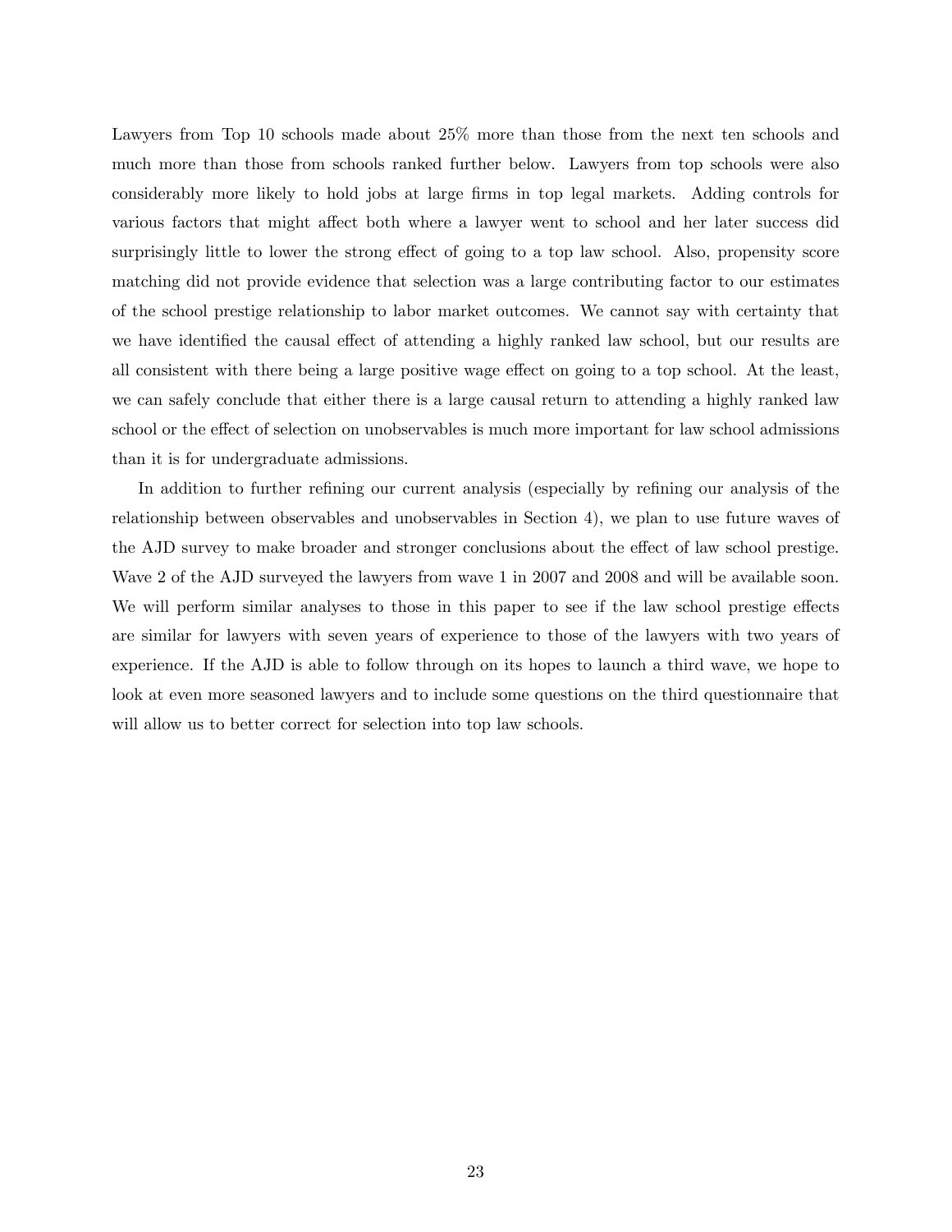Lawyers from Top 10 schools made about 25% more than those from the next ten schools and much more than those from schools ranked further below. Lawyers from top schools were also considerably more likely to hold jobs at large firms in top legal markets. Adding controls for various factors that might affect both where a lawyer went to school and her later success did surprisingly little to lower the strong effect of going to a top law school. Also, propensity score matching did not provide evidence that selection was a large contributing factor to our estimates of the school prestige relationship to labor market outcomes. We cannot say with certainty that we have identified the causal effect of attending a highly ranked law school, but our results are all consistent with there being a large positive wage effect on going to a top school. At the least, we can safely conclude that either there is a large causal return to attending a highly ranked law school or the effect of selection on unobservables is much more important for law school admissions than it is for undergraduate admissions.

In addition to further refining our current analysis (especially by refining our analysis of the relationship between observables and unobservables in Section 4), we plan to use future waves of the AJD survey to make broader and stronger conclusions about the effect of law school prestige. Wave 2 of the AJD surveyed the lawyers from wave 1 in 2007 and 2008 and will be available soon. We will perform similar analyses to those in this paper to see if the law school prestige effects are similar for lawyers with seven years of experience to those of the lawyers with two years of experience. If the AJD is able to follow through on its hopes to launch a third wave, we hope to look at even more seasoned lawyers and to include some questions on the third questionnaire that will allow us to better correct for selection into top law schools.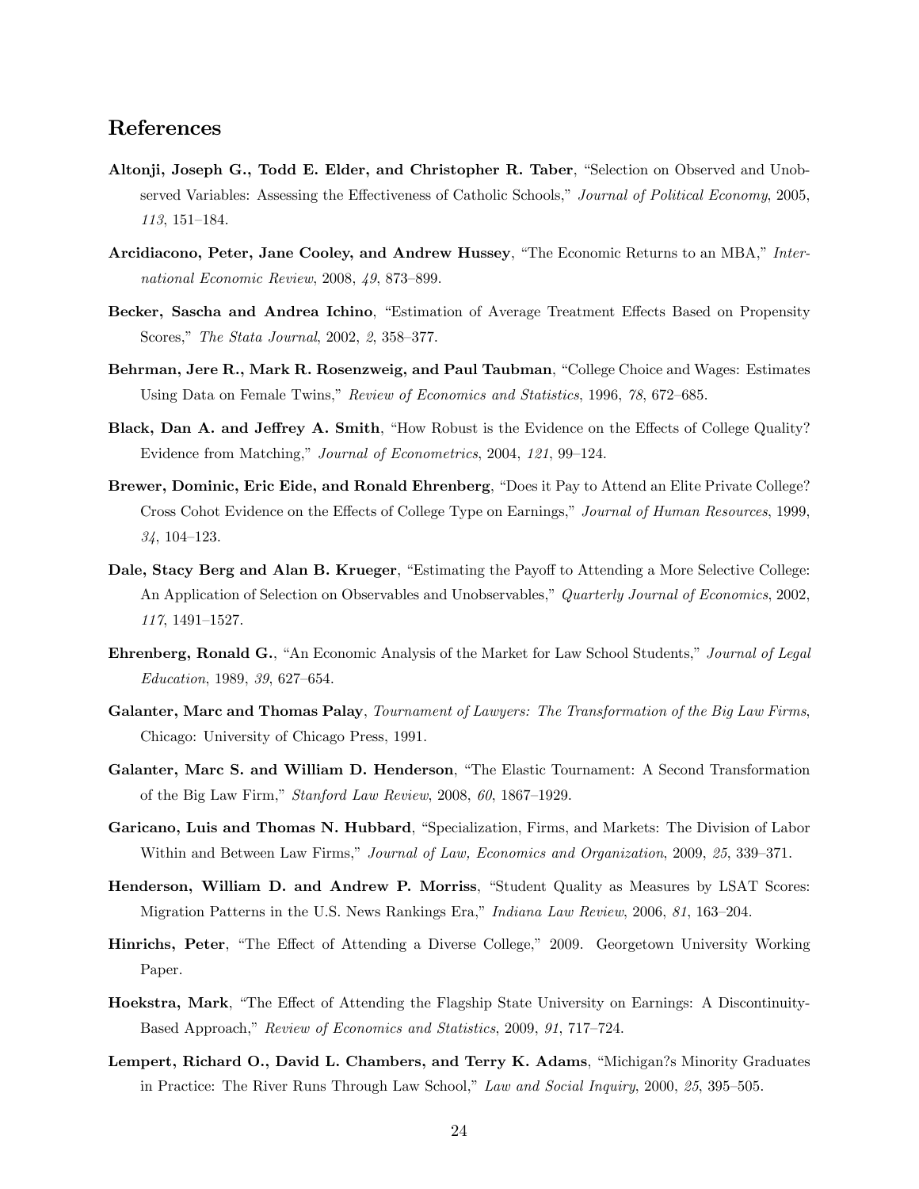## References

**Altonji, Joseph G., Todd E. Elder, and Christopher R. Taber**, "Selection on Observed and Unobserved Variables: Assessing the Effectiveness of Catholic Schools," *Journal of Political Economy*, 2005, *113*, 151–184.

**Arcidiacono, Peter, Jane Cooley, and Andrew Hussey**, "The Economic Returns to an MBA," *International Economic Review*, 2008, *49*, 873–899.

**Becker, Sascha and Andrea Ichino**, "Estimation of Average Treatment Effects Based on Propensity Scores," *The Stata Journal*, 2002, *2*, 358–377.

**Behrman, Jere R., Mark R. Rosenzweig, and Paul Taubman**, "College Choice and Wages: Estimates Using Data on Female Twins," *Review of Economics and Statistics*, 1996, *78*, 672–685.

**Black, Dan A. and Jeffrey A. Smith**, "How Robust is the Evidence on the Effects of College Quality? Evidence from Matching," *Journal of Econometrics*, 2004, *121*, 99–124.

**Brewer, Dominic, Eric Eide, and Ronald Ehrenberg**, "Does it Pay to Attend an Elite Private College? Cross Cohot Evidence on the Effects of College Type on Earnings," *Journal of Human Resources*, 1999, *34*, 104–123.

**Dale, Stacy Berg and Alan B. Krueger**, "Estimating the Payoff to Attending a More Selective College: An Application of Selection on Observables and Unobservables," *Quarterly Journal of Economics*, 2002, *117*, 1491–1527.

**Ehrenberg, Ronald G.**, "An Economic Analysis of the Market for Law School Students," *Journal of Legal Education*, 1989, *39*, 627–654.

**Galanter, Marc and Thomas Palay**, *Tournament of Lawyers: The Transformation of the Big Law Firms*, Chicago: University of Chicago Press, 1991.

**Galanter, Marc S. and William D. Henderson**, "The Elastic Tournament: A Second Transformation of the Big Law Firm," *Stanford Law Review*, 2008, *60*, 1867–1929.

**Garicano, Luis and Thomas N. Hubbard**, "Specialization, Firms, and Markets: The Division of Labor Within and Between Law Firms," *Journal of Law, Economics and Organization*, 2009, *25*, 339–371.

**Henderson, William D. and Andrew P. Morriss**, "Student Quality as Measures by LSAT Scores: Migration Patterns in the U.S. News Rankings Era," *Indiana Law Review*, 2006, *81*, 163–204.

**Hinrichs, Peter**, "The Effect of Attending a Diverse College," 2009. Georgetown University Working Paper.

**Hoekstra, Mark**, "The Effect of Attending the Flagship State University on Earnings: A Discontinuity-Based Approach," *Review of Economics and Statistics*, 2009, *91*, 717–724.

**Lempert, Richard O., David L. Chambers, and Terry K. Adams**, "Michigan?s Minority Graduates in Practice: The River Runs Through Law School," *Law and Social Inquiry*, 2000, *25*, 395–505.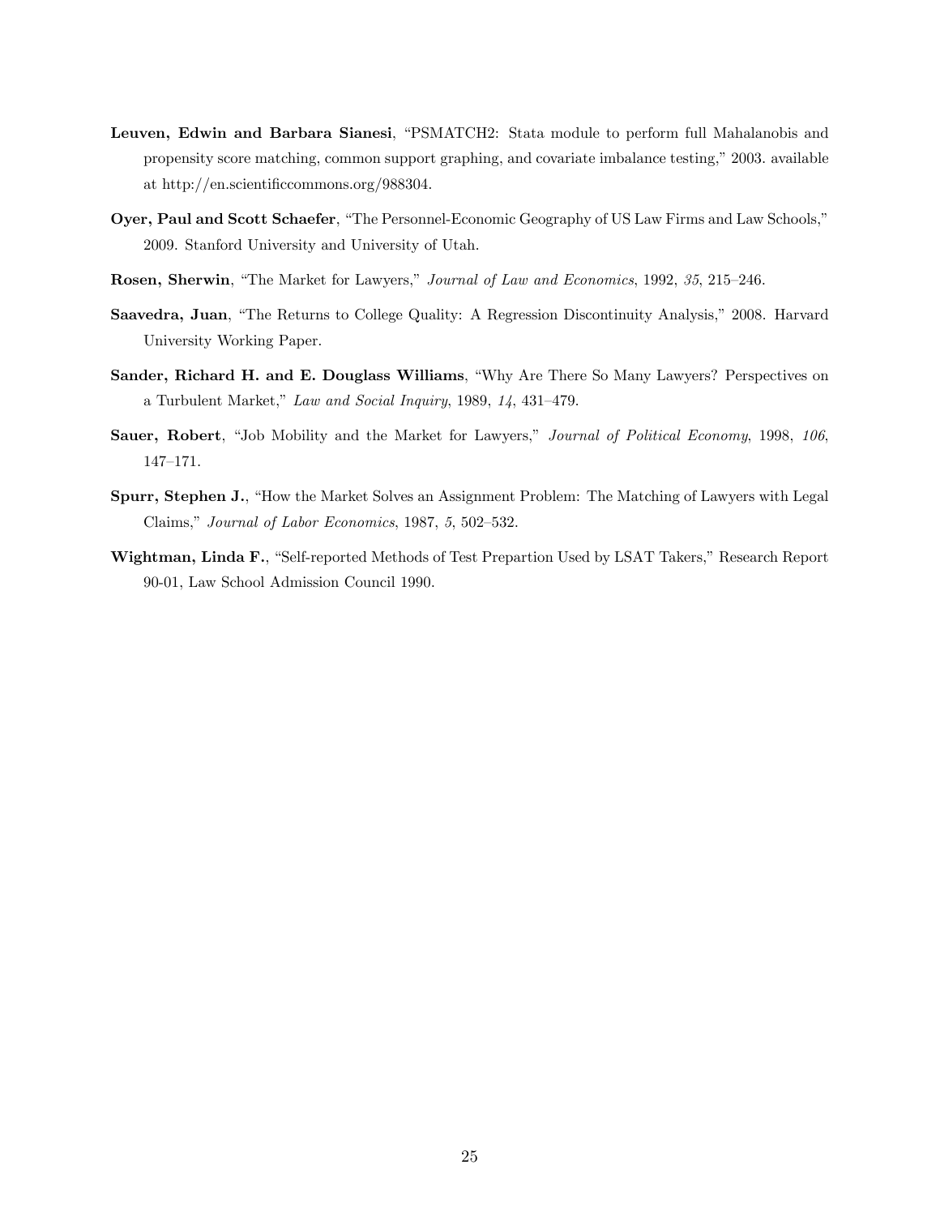**Leuven, Edwin and Barbara Sianesi**, "PSMATCH2: Stata module to perform full Mahalanobis and propensity score matching, common support graphing, and covariate imbalance testing," 2003. available at http://en.scientificcommons.org/988304.

**Oyer, Paul and Scott Schaefer**, "The Personnel-Economic Geography of US Law Firms and Law Schools," 2009. Stanford University and University of Utah.

**Rosen, Sherwin**, "The Market for Lawyers," *Journal of Law and Economics*, 1992, *35*, 215–246.

**Saavedra, Juan**, "The Returns to College Quality: A Regression Discontinuity Analysis," 2008. Harvard University Working Paper.

**Sander, Richard H. and E. Douglass Williams**, "Why Are There So Many Lawyers? Perspectives on a Turbulent Market," *Law and Social Inquiry*, 1989, *14*, 431–479.

**Sauer, Robert**, "Job Mobility and the Market for Lawyers," *Journal of Political Economy*, 1998, *106*, 147–171.

**Spurr, Stephen J.**, "How the Market Solves an Assignment Problem: The Matching of Lawyers with Legal Claims," *Journal of Labor Economics*, 1987, *5*, 502–532.

**Wightman, Linda F.**, "Self-reported Methods of Test Prepartion Used by LSAT Takers," Research Report 90-01, Law School Admission Council 1990.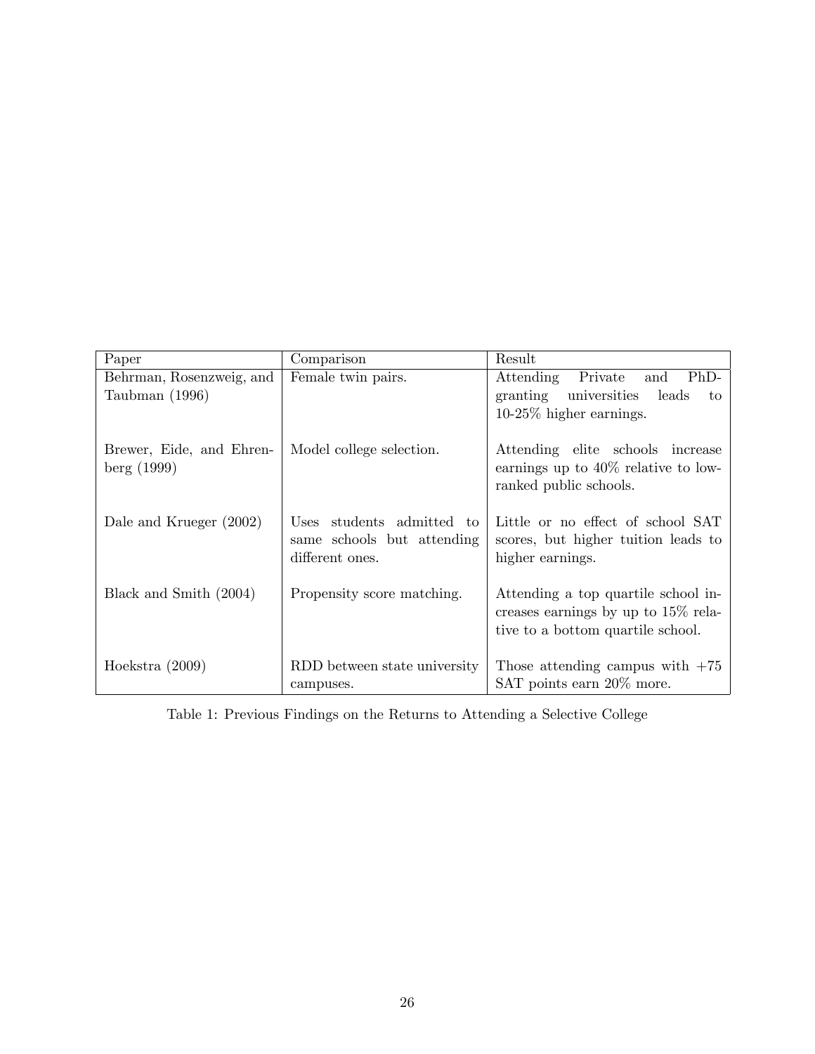| Paper | Comparison | Result |
|---|---|---|
| Behrman, Rosenzweig, and Taubman (1996) | Female twin pairs. | Attending Private and PhD-granting universities leads to 10-25% higher earnings. |
| Brewer, Eide, and Ehrenberg (1999) | Model college selection. | Attending elite schools increase earnings up to 40% relative to low-ranked public schools. |
| Dale and Krueger (2002) | Uses students admitted to same schools but attending different ones. | Little or no effect of school SAT scores, but higher tuition leads to higher earnings. |
| Black and Smith (2004) | Propensity score matching. | Attending a top quartile school increases earnings by up to 15% relative to a bottom quartile school. |
| Hoekstra (2009) | RDD between state university campuses. | Those attending campus with +75 SAT points earn 20% more. |

Table 1: Previous Findings on the Returns to Attending a Selective College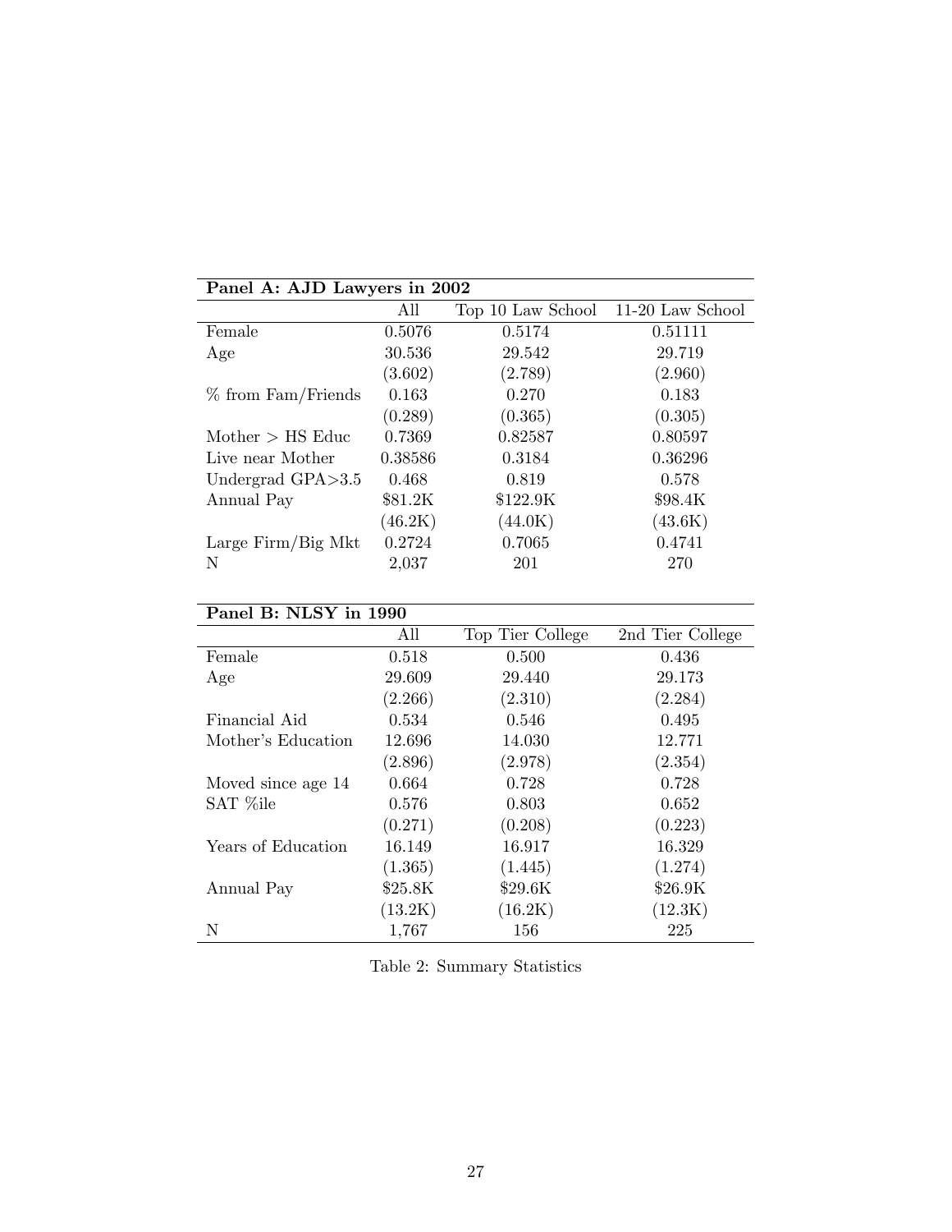**Panel A: AJD Lawyers in 2002**

| | All | Top 10 Law School | 11-20 Law School |
|---|---|---|---|
| Female | 0.5076 | 0.5174 | 0.51111 |
| Age | 30.536 | 29.542 | 29.719 |
| | (3.602) | (2.789) | (2.960) |
| % from Fam/Friends | 0.163 | 0.270 | 0.183 |
| | (0.289) | (0.365) | (0.305) |
| Mother > HS Educ | 0.7369 | 0.82587 | 0.80597 |
| Live near Mother | 0.38586 | 0.3184 | 0.36296 |
| Undergrad GPA>3.5 | 0.468 | 0.819 | 0.578 |
| Annual Pay | \$81.2K | \$122.9K | \$98.4K |
| | (46.2K) | (44.0K) | (43.6K) |
| Large Firm/Big Mkt | 0.2724 | 0.7065 | 0.4741 |
| N | 2,037 | 201 | 270 |

**Panel B: NLSY in 1990**

| | All | Top Tier College | 2nd Tier College |
|---|---|---|---|
| Female | 0.518 | 0.500 | 0.436 |
| Age | 29.609 | 29.440 | 29.173 |
| | (2.266) | (2.310) | (2.284) |
| Financial Aid | 0.534 | 0.546 | 0.495 |
| Mother's Education | 12.696 | 14.030 | 12.771 |
| | (2.896) | (2.978) | (2.354) |
| Moved since age 14 | 0.664 | 0.728 | 0.728 |
| SAT %ile | 0.576 | 0.803 | 0.652 |
| | (0.271) | (0.208) | (0.223) |
| Years of Education | 16.149 | 16.917 | 16.329 |
| | (1.365) | (1.445) | (1.274) |
| Annual Pay | \$25.8K | \$29.6K | \$26.9K |
| | (13.2K) | (16.2K) | (12.3K) |
| N | 1,767 | 156 | 225 |

Table 2: Summary Statistics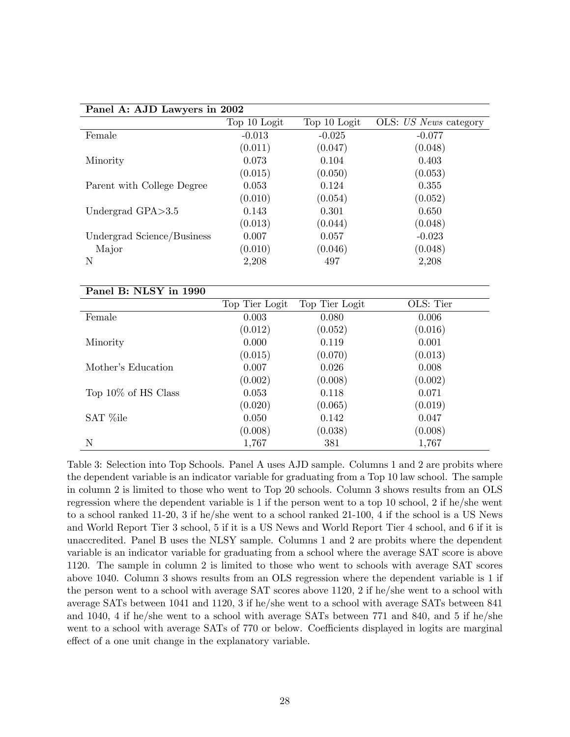| **Panel A: AJD Lawyers in 2002** | | | |
|---|---|---|---|
| | Top 10 Logit | Top 10 Logit | OLS: *US News* category |
| Female | -0.013 | -0.025 | -0.077 |
| | (0.011) | (0.047) | (0.048) |
| Minority | 0.073 | 0.104 | 0.403 |
| | (0.015) | (0.050) | (0.053) |
| Parent with College Degree | 0.053 | 0.124 | 0.355 |
| | (0.010) | (0.054) | (0.052) |
| Undergrad GPA>3.5 | 0.143 | 0.301 | 0.650 |
| | (0.013) | (0.044) | (0.048) |
| Undergrad Science/Business | 0.007 | 0.057 | -0.023 |
| Major | (0.010) | (0.046) | (0.048) |
| N | 2,208 | 497 | 2,208 |

| **Panel B: NLSY in 1990** | | | |
|---|---|---|---|
| | Top Tier Logit | Top Tier Logit | OLS: Tier |
| Female | 0.003 | 0.080 | 0.006 |
| | (0.012) | (0.052) | (0.016) |
| Minority | 0.000 | 0.119 | 0.001 |
| | (0.015) | (0.070) | (0.013) |
| Mother's Education | 0.007 | 0.026 | 0.008 |
| | (0.002) | (0.008) | (0.002) |
| Top 10% of HS Class | 0.053 | 0.118 | 0.071 |
| | (0.020) | (0.065) | (0.019) |
| SAT %ile | 0.050 | 0.142 | 0.047 |
| | (0.008) | (0.038) | (0.008) |
| N | 1,767 | 381 | 1,767 |

Table 3: Selection into Top Schools. Panel A uses AJD sample. Columns 1 and 2 are probits where the dependent variable is an indicator variable for graduating from a Top 10 law school. The sample in column 2 is limited to those who went to Top 20 schools. Column 3 shows results from an OLS regression where the dependent variable is 1 if the person went to a top 10 school, 2 if he/she went to a school ranked 11-20, 3 if he/she went to a school ranked 21-100, 4 if the school is a US News and World Report Tier 3 school, 5 if it is a US News and World Report Tier 4 school, and 6 if it is unaccredited. Panel B uses the NLSY sample. Columns 1 and 2 are probits where the dependent variable is an indicator variable for graduating from a school where the average SAT score is above 1120. The sample in column 2 is limited to those who went to schools with average SAT scores above 1040. Column 3 shows results from an OLS regression where the dependent variable is 1 if the person went to a school with average SAT scores above 1120, 2 if he/she went to a school with average SATs between 1041 and 1120, 3 if he/she went to a school with average SATs between 841 and 1040, 4 if he/she went to a school with average SATs between 771 and 840, and 5 if he/she went to a school with average SATs of 770 or below. Coefficients displayed in logits are marginal effect of a one unit change in the explanatory variable.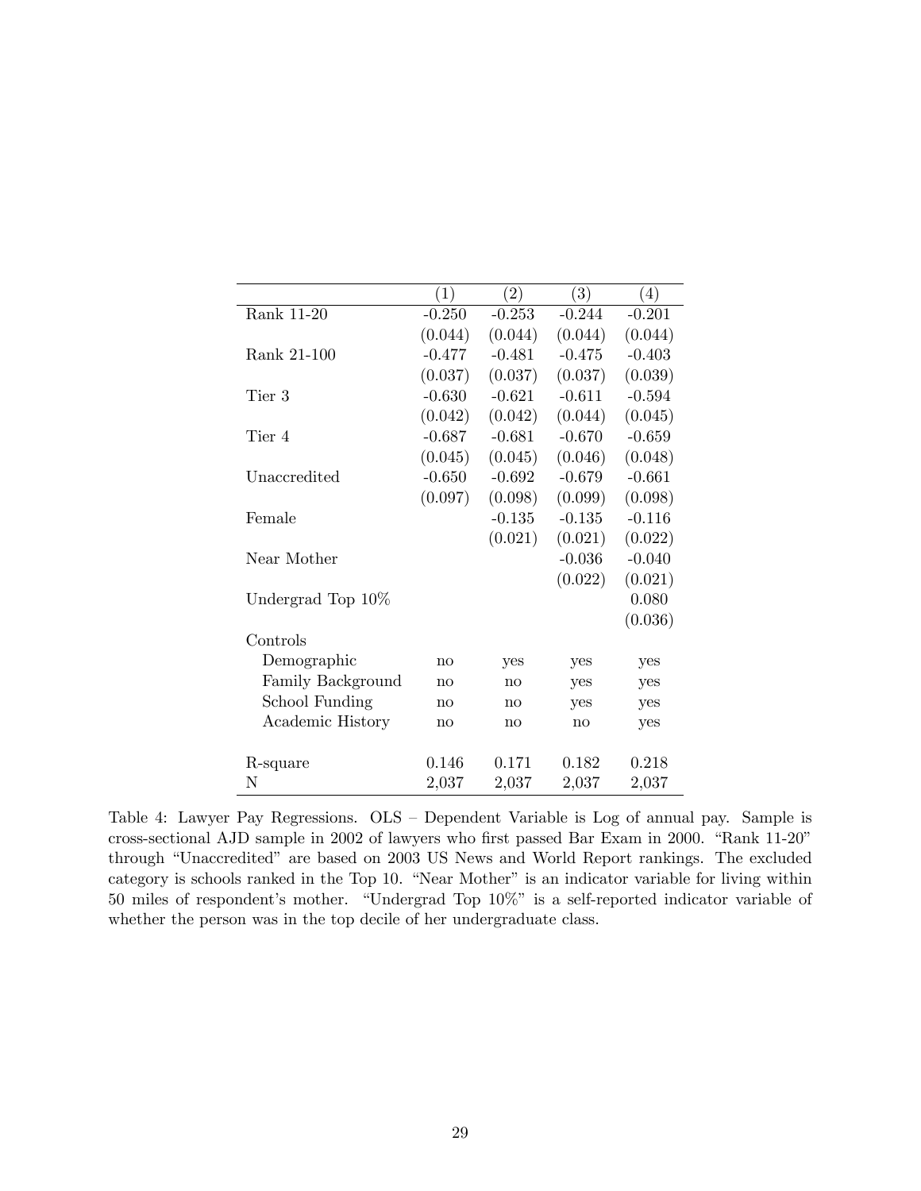| | (1) | (2) | (3) | (4) |
|---|---|---|---|---|
| Rank 11-20 | -0.250 | -0.253 | -0.244 | -0.201 |
| | (0.044) | (0.044) | (0.044) | (0.044) |
| Rank 21-100 | -0.477 | -0.481 | -0.475 | -0.403 |
| | (0.037) | (0.037) | (0.037) | (0.039) |
| Tier 3 | -0.630 | -0.621 | -0.611 | -0.594 |
| | (0.042) | (0.042) | (0.044) | (0.045) |
| Tier 4 | -0.687 | -0.681 | -0.670 | -0.659 |
| | (0.045) | (0.045) | (0.046) | (0.048) |
| Unaccredited | -0.650 | -0.692 | -0.679 | -0.661 |
| | (0.097) | (0.098) | (0.099) | (0.098) |
| Female | | -0.135 | -0.135 | -0.116 |
| | | (0.021) | (0.021) | (0.022) |
| Near Mother | | | -0.036 | -0.040 |
| | | | (0.022) | (0.021) |
| Undergrad Top 10% | | | | 0.080 |
| | | | | (0.036) |
| Controls | | | | |
| Demographic | no | yes | yes | yes |
| Family Background | no | no | yes | yes |
| School Funding | no | no | yes | yes |
| Academic History | no | no | no | yes |
| R-square | 0.146 | 0.171 | 0.182 | 0.218 |
| N | 2,037 | 2,037 | 2,037 | 2,037 |

Table 4: Lawyer Pay Regressions. OLS – Dependent Variable is Log of annual pay. Sample is cross-sectional AJD sample in 2002 of lawyers who first passed Bar Exam in 2000. "Rank 11-20" through "Unaccredited" are based on 2003 US News and World Report rankings. The excluded category is schools ranked in the Top 10. "Near Mother" is an indicator variable for living within 50 miles of respondent's mother. "Undergrad Top 10%" is a self-reported indicator variable of whether the person was in the top decile of her undergraduate class.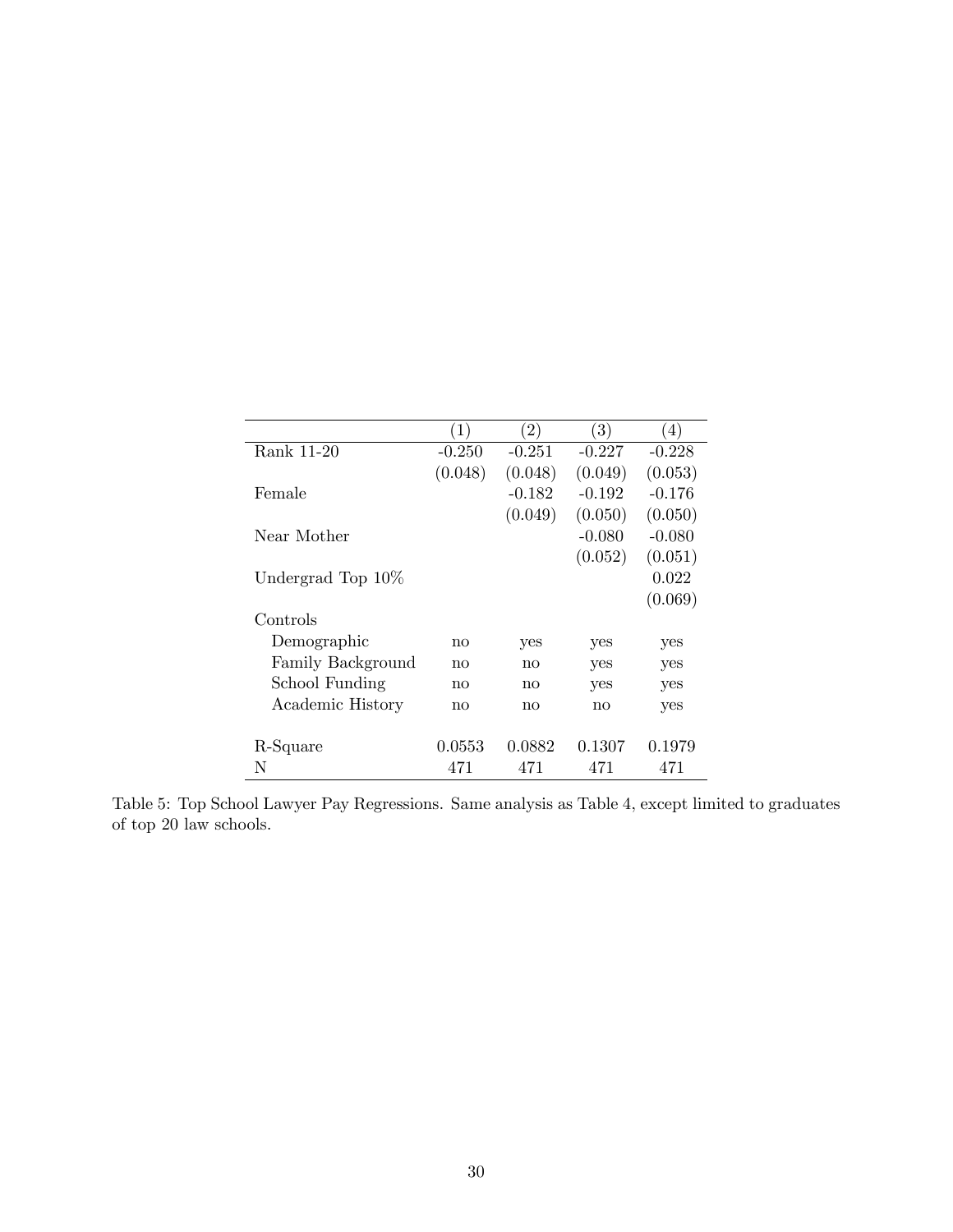| | (1) | (2) | (3) | (4) |
|---|---|---|---|---|
| Rank 11-20 | -0.250 | -0.251 | -0.227 | -0.228 |
| | (0.048) | (0.048) | (0.049) | (0.053) |
| Female | | -0.182 | -0.192 | -0.176 |
| | | (0.049) | (0.050) | (0.050) |
| Near Mother | | | -0.080 | -0.080 |
| | | | (0.052) | (0.051) |
| Undergrad Top 10% | | | | 0.022 |
| | | | | (0.069) |
| Controls | | | | |
| Demographic | no | yes | yes | yes |
| Family Background | no | no | yes | yes |
| School Funding | no | no | yes | yes |
| Academic History | no | no | no | yes |
| R-Square | 0.0553 | 0.0882 | 0.1307 | 0.1979 |
| N | 471 | 471 | 471 | 471 |

Table 5: Top School Lawyer Pay Regressions. Same analysis as Table 4, except limited to graduates of top 20 law schools.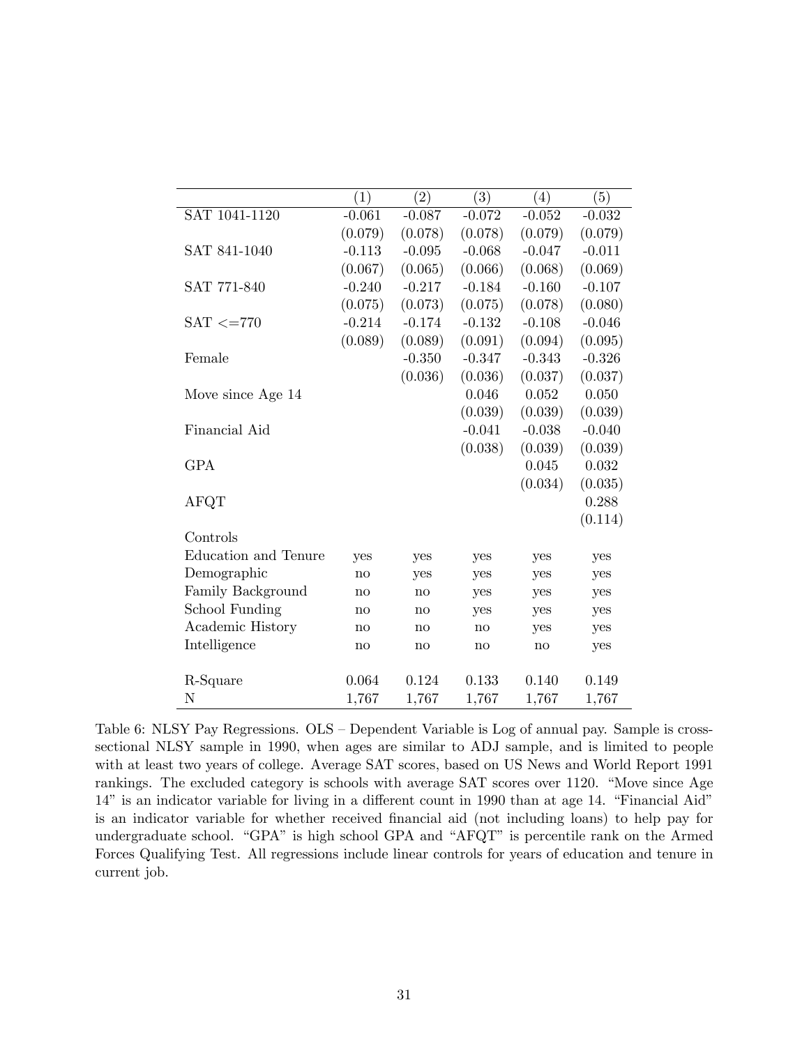| | (1) | (2) | (3) | (4) | (5) |
|---|---|---|---|---|---|
| SAT 1041-1120 | -0.061 | -0.087 | -0.072 | -0.052 | -0.032 |
| | (0.079) | (0.078) | (0.078) | (0.079) | (0.079) |
| SAT 841-1040 | -0.113 | -0.095 | -0.068 | -0.047 | -0.011 |
| | (0.067) | (0.065) | (0.066) | (0.068) | (0.069) |
| SAT 771-840 | -0.240 | -0.217 | -0.184 | -0.160 | -0.107 |
| | (0.075) | (0.073) | (0.075) | (0.078) | (0.080) |
| SAT <=770 | -0.214 | -0.174 | -0.132 | -0.108 | -0.046 |
| | (0.089) | (0.089) | (0.091) | (0.094) | (0.095) |
| Female | | -0.350 | -0.347 | -0.343 | -0.326 |
| | | (0.036) | (0.036) | (0.037) | (0.037) |
| Move since Age 14 | | | 0.046 | 0.052 | 0.050 |
| | | | (0.039) | (0.039) | (0.039) |
| Financial Aid | | | -0.041 | -0.038 | -0.040 |
| | | | (0.038) | (0.039) | (0.039) |
| GPA | | | | 0.045 | 0.032 |
| | | | | (0.034) | (0.035) |
| AFQT | | | | | 0.288 |
| | | | | | (0.114) |
| Controls | | | | | |
| Education and Tenure | yes | yes | yes | yes | yes |
| Demographic | no | yes | yes | yes | yes |
| Family Background | no | no | yes | yes | yes |
| School Funding | no | no | yes | yes | yes |
| Academic History | no | no | no | yes | yes |
| Intelligence | no | no | no | no | yes |
| R-Square | 0.064 | 0.124 | 0.133 | 0.140 | 0.149 |
| N | 1,767 | 1,767 | 1,767 | 1,767 | 1,767 |

Table 6: NLSY Pay Regressions. OLS – Dependent Variable is Log of annual pay. Sample is cross-sectional NLSY sample in 1990, when ages are similar to ADJ sample, and is limited to people with at least two years of college. Average SAT scores, based on US News and World Report 1991 rankings. The excluded category is schools with average SAT scores over 1120. "Move since Age 14" is an indicator variable for living in a different count in 1990 than at age 14. "Financial Aid" is an indicator variable for whether received financial aid (not including loans) to help pay for undergraduate school. "GPA" is high school GPA and "AFQT" is percentile rank on the Armed Forces Qualifying Test. All regressions include linear controls for years of education and tenure in current job.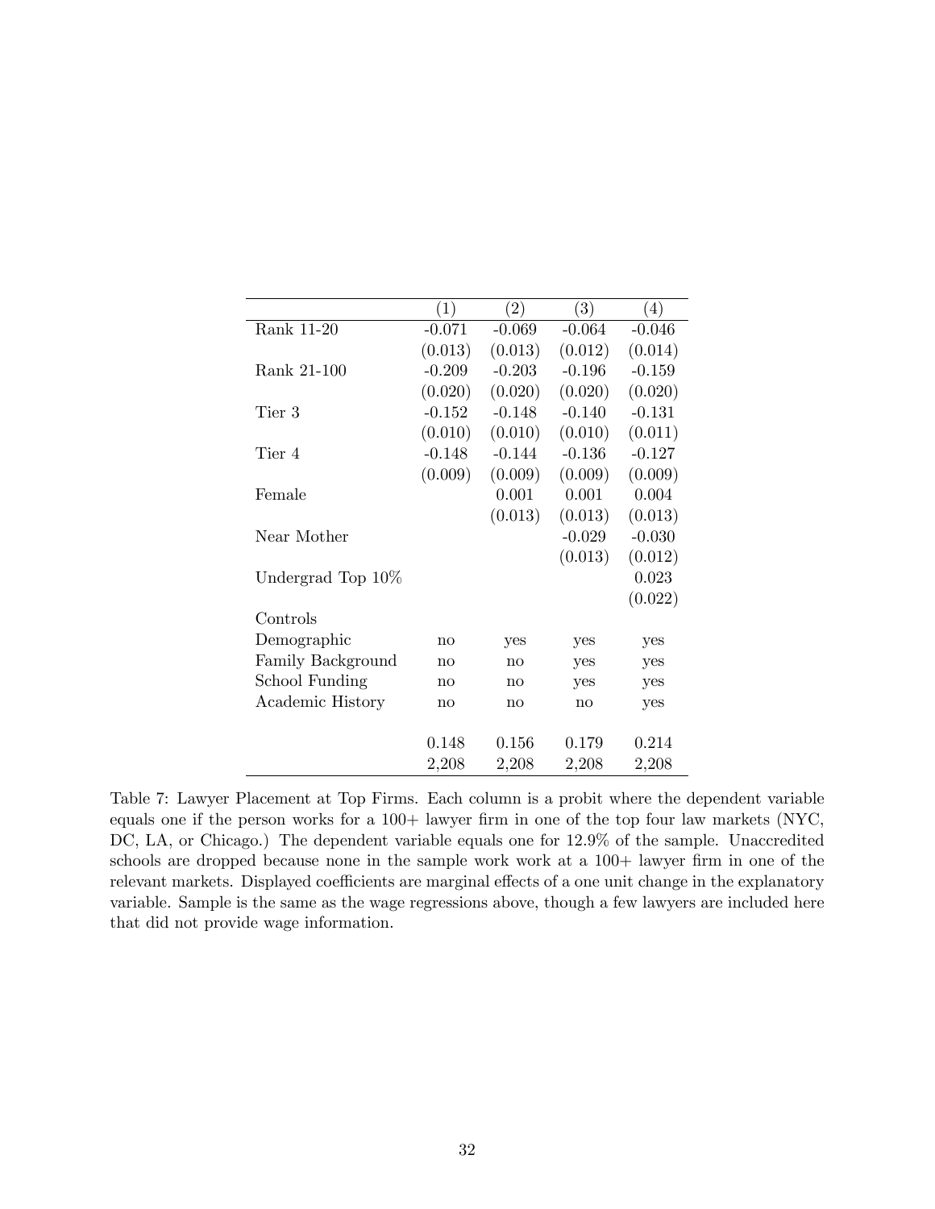| | (1) | (2) | (3) | (4) |
|---|---|---|---|---|
| Rank 11-20 | -0.071 | -0.069 | -0.064 | -0.046 |
| | (0.013) | (0.013) | (0.012) | (0.014) |
| Rank 21-100 | -0.209 | -0.203 | -0.196 | -0.159 |
| | (0.020) | (0.020) | (0.020) | (0.020) |
| Tier 3 | -0.152 | -0.148 | -0.140 | -0.131 |
| | (0.010) | (0.010) | (0.010) | (0.011) |
| Tier 4 | -0.148 | -0.144 | -0.136 | -0.127 |
| | (0.009) | (0.009) | (0.009) | (0.009) |
| Female | | 0.001 | 0.001 | 0.004 |
| | | (0.013) | (0.013) | (0.013) |
| Near Mother | | | -0.029 | -0.030 |
| | | | (0.013) | (0.012) |
| Undergrad Top 10% | | | | 0.023 |
| | | | | (0.022) |
| Controls | | | | |
| Demographic | no | yes | yes | yes |
| Family Background | no | no | yes | yes |
| School Funding | no | no | yes | yes |
| Academic History | no | no | no | yes |
| | 0.148 | 0.156 | 0.179 | 0.214 |
| | 2,208 | 2,208 | 2,208 | 2,208 |

Table 7: Lawyer Placement at Top Firms. Each column is a probit where the dependent variable equals one if the person works for a 100+ lawyer firm in one of the top four law markets (NYC, DC, LA, or Chicago.) The dependent variable equals one for 12.9% of the sample. Unaccredited schools are dropped because none in the sample work work at a 100+ lawyer firm in one of the relevant markets. Displayed coefficients are marginal effects of a one unit change in the explanatory variable. Sample is the same as the wage regressions above, though a few lawyers are included here that did not provide wage information.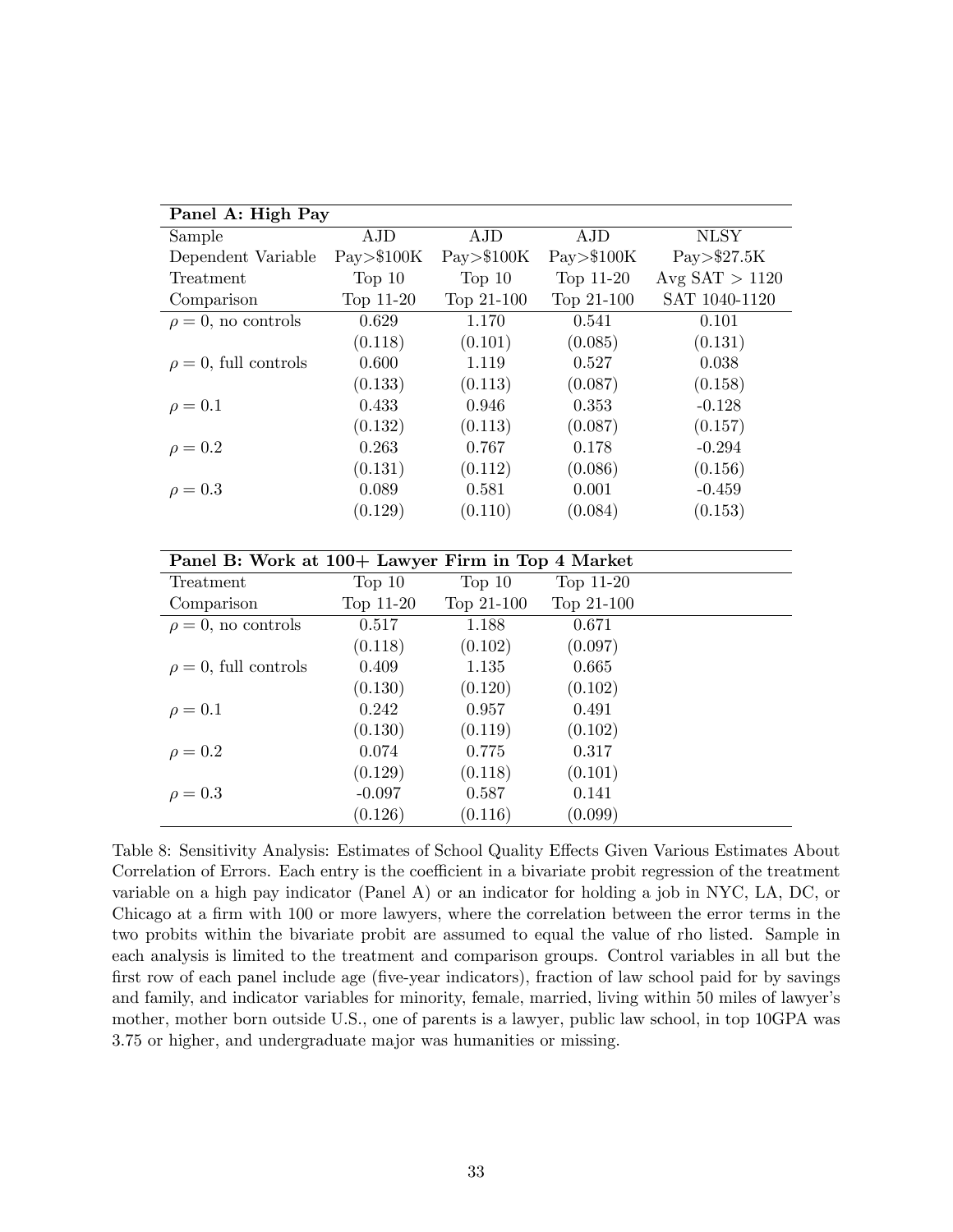| **Panel A: High Pay** | | | | |
|---|---|---|---|---|
| Sample | AJD | AJD | AJD | NLSY |
| Dependent Variable | Pay>$100K | Pay>$100K | Pay>$100K | Pay>$27.5K |
| Treatment | Top 10 | Top 10 | Top 11-20 | Avg SAT > 1120 |
| Comparison | Top 11-20 | Top 21-100 | Top 21-100 | SAT 1040-1120 |
| $\rho = 0$, no controls | 0.629 | 1.170 | 0.541 | 0.101 |
| | (0.118) | (0.101) | (0.085) | (0.131) |
| $\rho = 0$, full controls | 0.600 | 1.119 | 0.527 | 0.038 |
| | (0.133) | (0.113) | (0.087) | (0.158) |
| $\rho = 0.1$ | 0.433 | 0.946 | 0.353 | -0.128 |
| | (0.132) | (0.113) | (0.087) | (0.157) |
| $\rho = 0.2$ | 0.263 | 0.767 | 0.178 | -0.294 |
| | (0.131) | (0.112) | (0.086) | (0.156) |
| $\rho = 0.3$ | 0.089 | 0.581 | 0.001 | -0.459 |
| | (0.129) | (0.110) | (0.084) | (0.153) |

| **Panel B: Work at 100+ Lawyer Firm in Top 4 Market** | | | |
|---|---|---|---|
| Treatment | Top 10 | Top 10 | Top 11-20 |
| Comparison | Top 11-20 | Top 21-100 | Top 21-100 |
| $\rho = 0$, no controls | 0.517 | 1.188 | 0.671 |
| | (0.118) | (0.102) | (0.097) |
| $\rho = 0$, full controls | 0.409 | 1.135 | 0.665 |
| | (0.130) | (0.120) | (0.102) |
| $\rho = 0.1$ | 0.242 | 0.957 | 0.491 |
| | (0.130) | (0.119) | (0.102) |
| $\rho = 0.2$ | 0.074 | 0.775 | 0.317 |
| | (0.129) | (0.118) | (0.101) |
| $\rho = 0.3$ | -0.097 | 0.587 | 0.141 |
| | (0.126) | (0.116) | (0.099) |

Table 8: Sensitivity Analysis: Estimates of School Quality Effects Given Various Estimates About Correlation of Errors. Each entry is the coefficient in a bivariate probit regression of the treatment variable on a high pay indicator (Panel A) or an indicator for holding a job in NYC, LA, DC, or Chicago at a firm with 100 or more lawyers, where the correlation between the error terms in the two probits within the bivariate probit are assumed to equal the value of rho listed. Sample in each analysis is limited to the treatment and comparison groups. Control variables in all but the first row of each panel include age (five-year indicators), fraction of law school paid for by savings and family, and indicator variables for minority, female, married, living within 50 miles of lawyer's mother, mother born outside U.S., one of parents is a lawyer, public law school, in top 10GPA was 3.75 or higher, and undergraduate major was humanities or missing.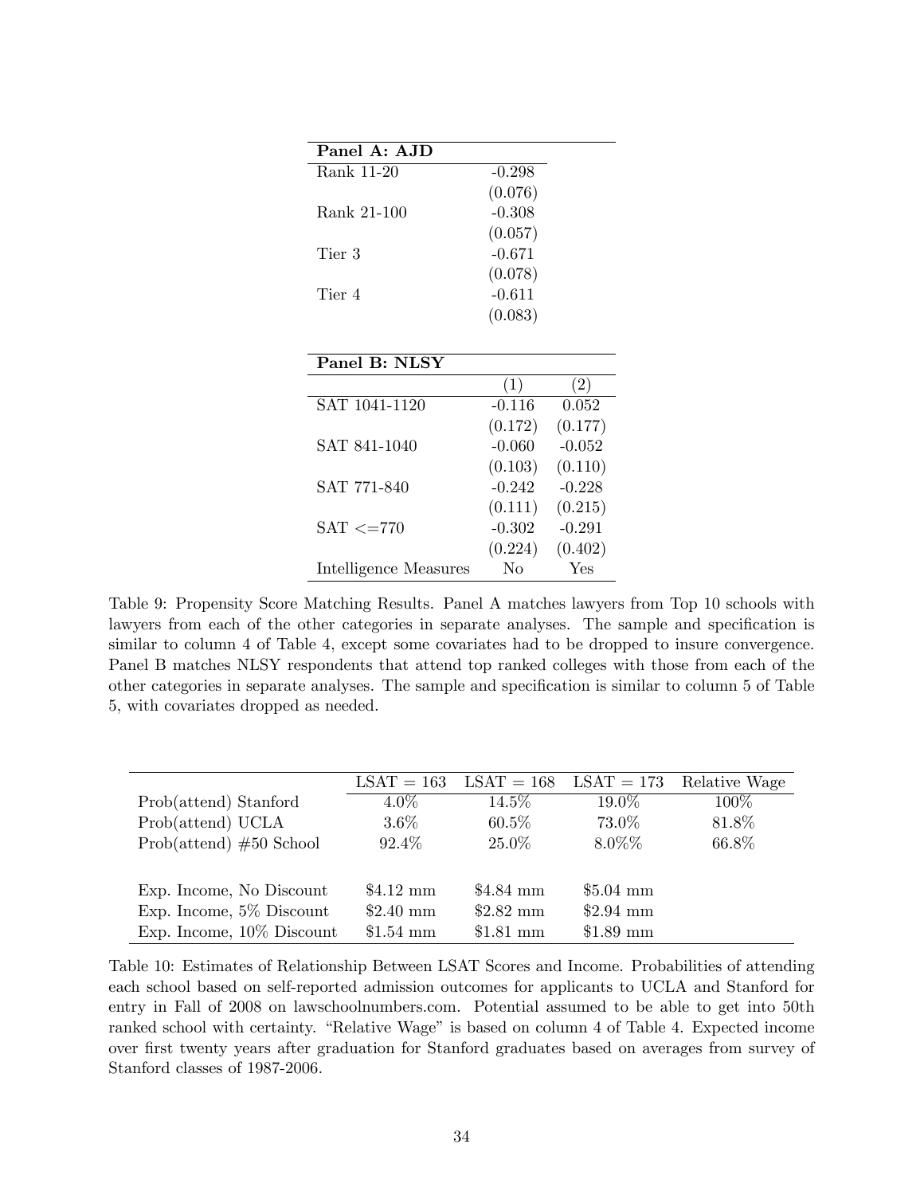| Panel A: AJD | |
|---|---|
| Rank 11-20 | -0.298 |
| | (0.076) |
| Rank 21-100 | -0.308 |
| | (0.057) |
| Tier 3 | -0.671 |
| | (0.078) |
| Tier 4 | -0.611 |
| | (0.083) |

| Panel B: NLSY | | |
|---|---|---|
| | (1) | (2) |
| SAT 1041-1120 | -0.116 | 0.052 |
| | (0.172) | (0.177) |
| SAT 841-1040 | -0.060 | -0.052 |
| | (0.103) | (0.110) |
| SAT 771-840 | -0.242 | -0.228 |
| | (0.111) | (0.215) |
| SAT <=770 | -0.302 | -0.291 |
| | (0.224) | (0.402) |
| Intelligence Measures | No | Yes |

Table 9: Propensity Score Matching Results. Panel A matches lawyers from Top 10 schools with lawyers from each of the other categories in separate analyses. The sample and specification is similar to column 4 of Table 4, except some covariates had to be dropped to insure convergence. Panel B matches NLSY respondents that attend top ranked colleges with those from each of the other categories in separate analyses. The sample and specification is similar to column 5 of Table 5, with covariates dropped as needed.

| | LSAT = 163 | LSAT = 168 | LSAT = 173 | Relative Wage |
|---|---|---|---|---|
| Prob(attend) Stanford | 4.0% | 14.5% | 19.0% | 100% |
| Prob(attend) UCLA | 3.6% | 60.5% | 73.0% | 81.8% |
| Prob(attend) #50 School | 92.4% | 25.0% | 8.0%% | 66.8% |
| | | | | |
| Exp. Income, No Discount | $4.12 mm | $4.84 mm | $5.04 mm | |
| Exp. Income, 5% Discount | $2.40 mm | $2.82 mm | $2.94 mm | |
| Exp. Income, 10% Discount | $1.54 mm | $1.81 mm | $1.89 mm | |

Table 10: Estimates of Relationship Between LSAT Scores and Income. Probabilities of attending each school based on self-reported admission outcomes for applicants to UCLA and Stanford for entry in Fall of 2008 on lawschoolnumbers.com. Potential assumed to be able to get into 50th ranked school with certainty. "Relative Wage" is based on column 4 of Table 4. Expected income over first twenty years after graduation for Stanford graduates based on averages from survey of Stanford classes of 1987-2006.